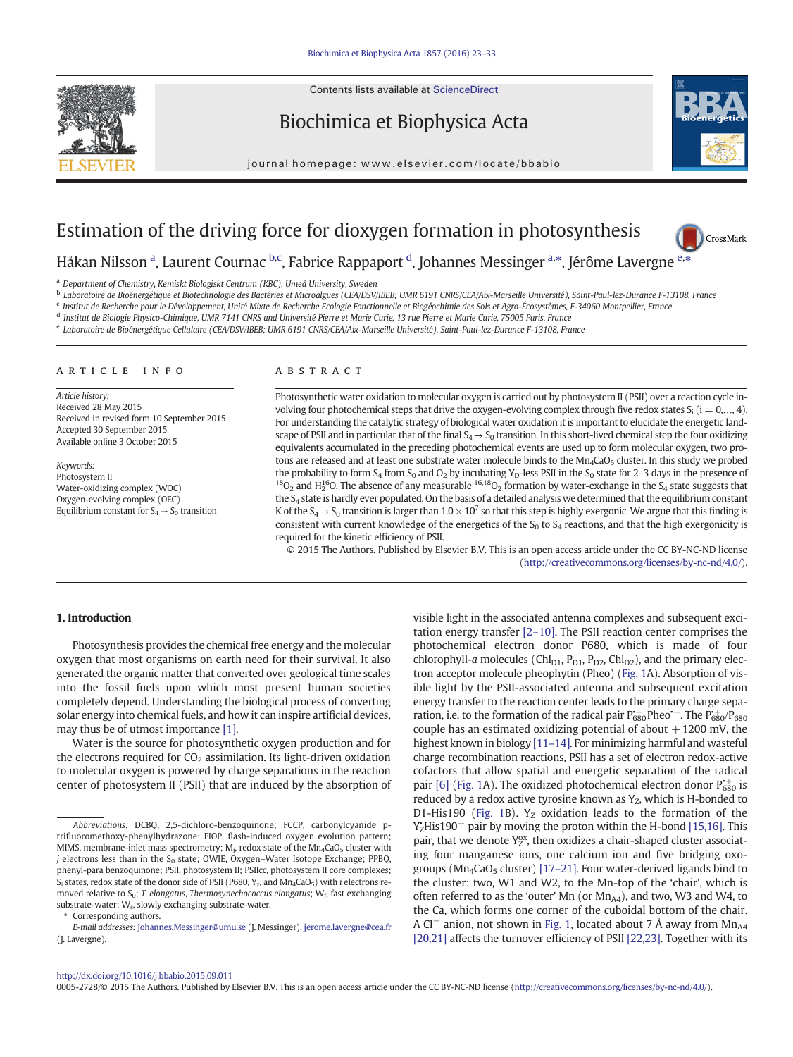Contents lists available at ScienceDirect

# Biochimica et Biophysica Acta

journal homepage: www.elsevier.com/locate/bbabio

# Estimation of the driving force for dioxygen formation in photosynthesis

Håkan Nilsson [a], Laurent Cournac [b,c], Fabrice Rappaport [d], Johannes Messinger [a,*], Jérôme Lavergne [e,*]

[a] Department of Chemistry, Kemiskt Biologiskt Centrum (KBC), Umeå University, Sweden
[b] Laboratoire de Bioénergétique et Biotechnologie des Bactéries et Microalgues (CEA/DSV/IBEB; UMR 6191 CNRS/CEA/Aix-Marseille Université), Saint-Paul-lez-Durance F-13108, France
[c] Institut de Recherche pour le Développement, Unité Mixte de Recherche Ecologie Fonctionnelle et Biogéochimie des Sols et Agro-Écosystèmes, F-34060 Montpellier, France
[d] Institut de Biologie Physico-Chimique, UMR 7141 CNRS and Université Pierre et Marie Curie, 13 rue Pierre et Marie Curie, 75005 Paris, France
[e] Laboratoire de Bioénergétique Cellulaire (CEA/DSV/IBEB; UMR 6191 CNRS/CEA/Aix-Marseille Université), Saint-Paul-lez-Durance F-13108, France

## ARTICLE INFO

*Article history:*
Received 28 May 2015
Received in revised form 10 September 2015
Accepted 30 September 2015
Available online 3 October 2015

*Keywords:*
Photosystem II
Water-oxidizing complex (WOC)
Oxygen-evolving complex (OEC)
Equilibrium constant for $S_4 \rightarrow S_0$ transition

## ABSTRACT

Photosynthetic water oxidation to molecular oxygen is carried out by photosystem II (PSII) over a reaction cycle involving four photochemical steps that drive the oxygen-evolving complex through five redox states $S_i$ ($i = 0,\ldots, 4$). For understanding the catalytic strategy of biological water oxidation it is important to elucidate the energetic landscape of PSII and in particular that of the final $S_4 \rightarrow S_0$ transition. In this short-lived chemical step the four oxidizing equivalents accumulated in the preceding photochemical events are used up to form molecular oxygen, two protons are released and at least one substrate water molecule binds to the $Mn_4CaO_5$ cluster. In this study we probed the probability to form $S_4$ from $S_0$ and $O_2$ by incubating $Y_D$-less PSII in the $S_0$ state for 2–3 days in the presence of $^{18}O_2$ and $H_2^{16}O$. The absence of any measurable $^{16,18}O_2$ formation by water-exchange in the $S_4$ state suggests that the $S_4$ state is hardly ever populated. On the basis of a detailed analysis we determined that the equilibrium constant K of the $S_4 \rightarrow S_0$ transition is larger than $1.0 \times 10^7$ so that this step is highly exergonic. We argue that this finding is consistent with current knowledge of the energetics of the $S_0$ to $S_4$ reactions, and that the high exergonicity is required for the kinetic efficiency of PSII.

© 2015 The Authors. Published by Elsevier B.V. This is an open access article under the CC BY-NC-ND license (http://creativecommons.org/licenses/by-nc-nd/4.0/).

## 1. Introduction

Photosynthesis provides the chemical free energy and the molecular oxygen that most organisms on earth need for their survival. It also generated the organic matter that converted over geological time scales into the fossil fuels upon which most present human societies completely depend. Understanding the biological process of converting solar energy into chemical fuels, and how it can inspire artificial devices, may thus be of utmost importance [1].

Water is the source for photosynthetic oxygen production and for the electrons required for $CO_2$ assimilation. Its light-driven oxidation to molecular oxygen is powered by charge separations in the reaction center of photosystem II (PSII) that are induced by the absorption of visible light in the associated antenna complexes and subsequent excitation energy transfer [2–10]. The PSII reaction center comprises the photochemical electron donor P680, which is made of four chlorophyll-*a* molecules ($Chl_{D1}$, $P_{D1}$, $P_{D2}$, $Chl_{D2}$), and the primary electron acceptor molecule pheophytin (Pheo) (Fig. 1A). Absorption of visible light by the PSII-associated antenna and subsequent excitation energy transfer to the reaction center leads to the primary charge separation, i.e. to the formation of the radical pair $P_{680}^{\bullet+}Pheo^{\bullet-}$. The $P_{680}^{\bullet+}/P_{680}$ couple has an estimated oxidizing potential of about +1200 mV, the highest known in biology [11–14]. For minimizing harmful and wasteful charge recombination reactions, PSII has a set of electron redox-active cofactors that allow spatial and energetic separation of the radical pair [6] (Fig. 1A). The oxidized photochemical electron donor $P_{680}^{\bullet+}$ is reduced by a redox active tyrosine known as $Y_Z$, which is H-bonded to D1-His190 (Fig. 1B). $Y_Z$ oxidation leads to the formation of the $Y_Z^{\bullet}His190^{+}$ pair by moving the proton within the H-bond [15,16]. This pair, that we denote $Y_Z^{ox}$, then oxidizes a chair-shaped cluster associating four manganese ions, one calcium ion and five bridging oxo-groups ($Mn_4CaO_5$ cluster) [17–21]. Four water-derived ligands bind to the cluster: two, W1 and W2, to the Mn-top of the 'chair', which is often referred to as the 'outer' Mn (or $Mn_{A4}$), and two, W3 and W4, to the Ca, which forms one corner of the cuboidal bottom of the chair. A $Cl^-$ anion, not shown in Fig. 1, located about 7 Å away from $Mn_{A4}$ [20,21] affects the turnover efficiency of PSII [22,23]. Together with its

*Abbreviations:* DCBQ, 2,5-dichloro-benzoquinone; FCCP, carbonylcyanide p-trifluoromethoxy-phenylhydrazone; FIOP, flash-induced oxygen evolution pattern; MIMS, membrane-inlet mass spectrometry; $M_j$, redox state of the $Mn_4CaO_5$ cluster with *j* electrons less than in the $S_0$ state; OWIE, Oxygen–Water Isotope Exchange; PPBQ, phenyl-para benzoquinone; PSII, photosystem II; PSIIcc, photosystem II core complexes; $S_i$ states, redox state of the donor side of PSII (P680, $Y_z$, and $Mn_4CaO_5$) with *i* electrons removed relative to $S_0$; *T. elongatus*, *Thermosynechococcus elongatus*; $W_f$, fast exchanging substrate-water; $W_s$, slowly exchanging substrate-water.

* Corresponding authors.
E-mail addresses: Johannes.Messinger@umu.se (J. Messinger), jerome.lavergne@cea.fr (J. Lavergne).

http://dx.doi.org/10.1016/j.bbabio.2015.09.011
0005-2728/© 2015 The Authors. Published by Elsevier B.V. This is an open access article under the CC BY-NC-ND license (http://creativecommons.org/licenses/by-nc-nd/4.0/).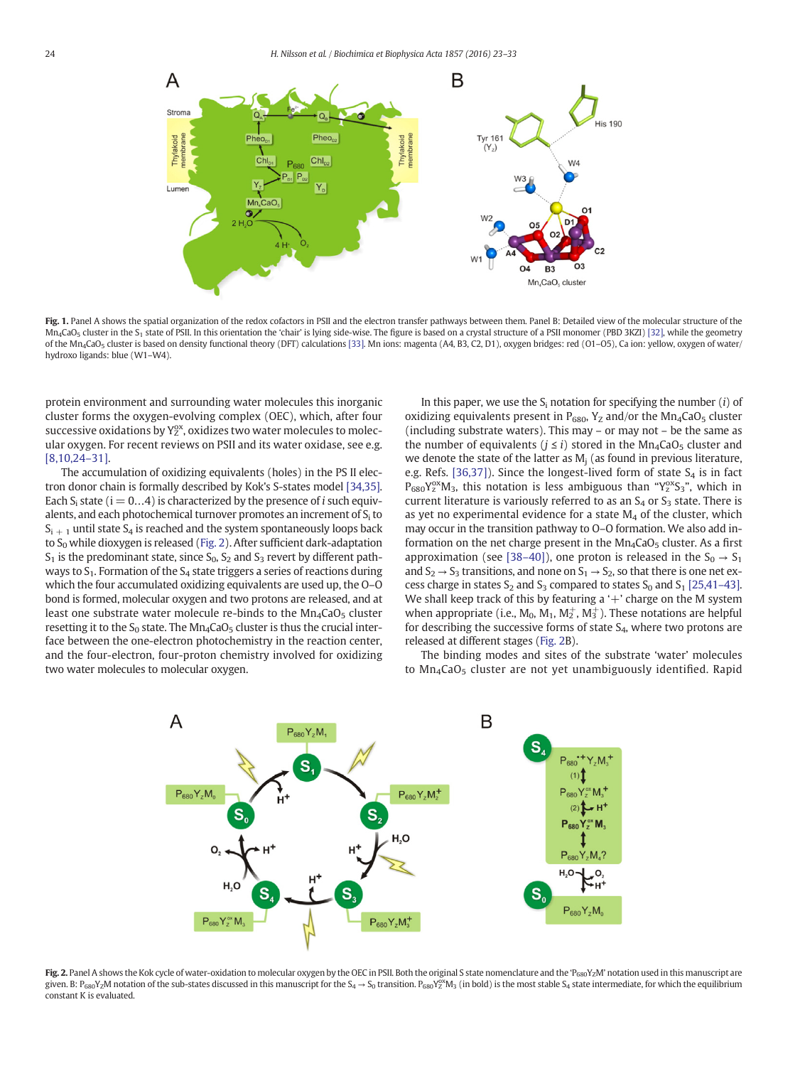**Fig. 1.** Panel A shows the spatial organization of the redox cofactors in PSII and the electron transfer pathways between them. Panel B: Detailed view of the molecular structure of the $Mn_4CaO_5$ cluster in the $S_1$ state of PSII. In this orientation the 'chair' is lying side-wise. The figure is based on a crystal structure of a PSII monomer (PBD 3KZI) [32], while the geometry of the $Mn_4CaO_5$ cluster is based on density functional theory (DFT) calculations [33]. Mn ions: magenta (A4, B3, C2, D1), oxygen bridges: red (O1–O5), Ca ion: yellow, oxygen of water/hydroxo ligands: blue (W1–W4).

protein environment and surrounding water molecules this inorganic cluster forms the oxygen-evolving complex (OEC), which, after four successive oxidations by $Y_Z^{ox}$, oxidizes two water molecules to molecular oxygen. For recent reviews on PSII and its water oxidase, see e.g. [8,10,24–31].

The accumulation of oxidizing equivalents (holes) in the PS II electron donor chain is formally described by Kok's S-states model [34,35]. Each $S_i$ state ($i = 0\ldots4$) is characterized by the presence of *i* such equivalents, and each photochemical turnover promotes an increment of $S_i$ to $S_{i+1}$ until state $S_4$ is reached and the system spontaneously loops back to $S_0$ while dioxygen is released (Fig. 2). After sufficient dark-adaptation $S_1$ is the predominant state, since $S_0$, $S_2$ and $S_3$ revert by different pathways to $S_1$. Formation of the $S_4$ state triggers a series of reactions during which the four accumulated oxidizing equivalents are used up, the O–O bond is formed, molecular oxygen and two protons are released, and at least one substrate water molecule re-binds to the $Mn_4CaO_5$ cluster resetting it to the $S_0$ state. The $Mn_4CaO_5$ cluster is thus the crucial interface between the one-electron photochemistry in the reaction center, and the four-electron, four-proton chemistry involved for oxidizing two water molecules to molecular oxygen.

In this paper, we use the $S_i$ notation for specifying the number (*i*) of oxidizing equivalents present in $P_{680}$, $Y_Z$ and/or the $Mn_4CaO_5$ cluster (including substrate waters). This may – or may not – be the same as the number of equivalents ($j \leq i$) stored in the $Mn_4CaO_5$ cluster and we denote the state of the latter as $M_j$ (as found in previous literature, e.g. Refs. [36,37]). Since the longest-lived form of state $S_4$ is in fact $P_{680}Y_Z^{ox}M_3$, this notation is less ambiguous than "$Y_Z^{ox}S_3$", which in current literature is variously referred to as an $S_4$ or $S_3$ state. There is as yet no experimental evidence for a state $M_4$ of the cluster, which may occur in the transition pathway to O–O formation. We also add information on the net charge present in the $Mn_4CaO_5$ cluster. As a first approximation (see [38–40]), one proton is released in the $S_0 \rightarrow S_1$ and $S_2 \rightarrow S_3$ transitions, and none on $S_1 \rightarrow S_2$, so that there is one net excess charge in states $S_2$ and $S_3$ compared to states $S_0$ and $S_1$ [25,41–43]. We shall keep track of this by featuring a '+' charge on the M system when appropriate (i.e., $M_0$, $M_1$, $M_2^+$, $M_3^+$). These notations are helpful for describing the successive forms of state $S_4$, where two protons are released at different stages (Fig. 2B).

The binding modes and sites of the substrate 'water' molecules to $Mn_4CaO_5$ cluster are not yet unambiguously identified. Rapid

**Fig. 2.** Panel A shows the Kok cycle of water-oxidation to molecular oxygen by the OEC in PSII. Both the original S state nomenclature and the '$P_{680}Y_ZM$' notation used in this manuscript are given. B: $P_{680}Y_ZM$ notation of the sub-states discussed in this manuscript for the $S_4 \rightarrow S_0$ transition. $P_{680}Y_Z^{ox}M_3$ (in bold) is the most stable $S_4$ state intermediate, for which the equilibrium constant K is evaluated.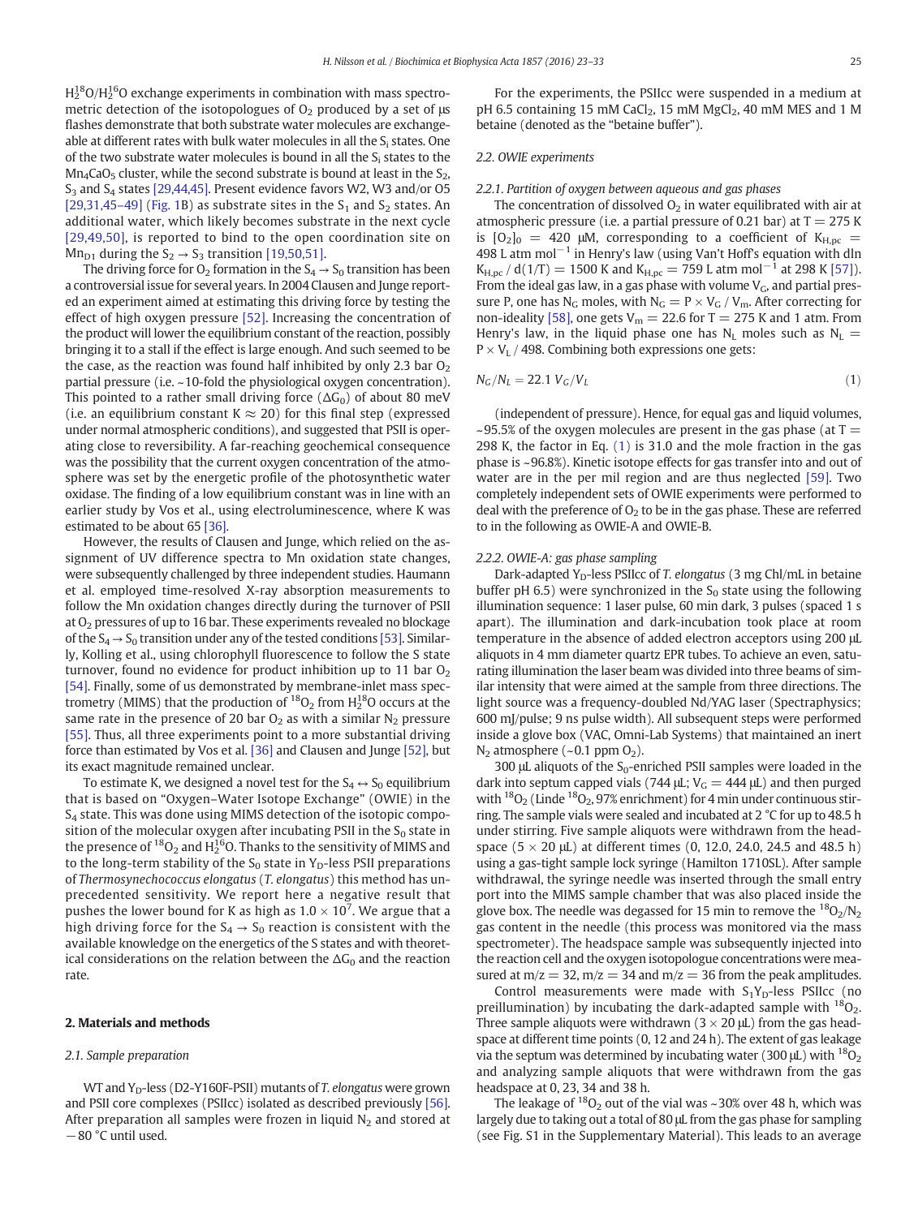$H_2^{18}O/H_2^{16}O$ exchange experiments in combination with mass spectrometric detection of the isotopologues of $O_2$ produced by a set of μs flashes demonstrate that both substrate water molecules are exchangeable at different rates with bulk water molecules in all the $S_i$ states. One of the two substrate water molecules is bound in all the $S_i$ states to the $Mn_4CaO_5$ cluster, while the second substrate is bound at least in the $S_2$, $S_3$ and $S_4$ states [29,44,45]. Present evidence favors W2, W3 and/or O5 [29,31,45–49] (Fig. 1B) as substrate sites in the $S_1$ and $S_2$ states. An additional water, which likely becomes substrate in the next cycle [29,49,50], is reported to bind to the open coordination site on $Mn_{D1}$ during the $S_2 \rightarrow S_3$ transition [19,50,51].

The driving force for $O_2$ formation in the $S_4 \rightarrow S_0$ transition has been a controversial issue for several years. In 2004 Clausen and Junge reported an experiment aimed at estimating this driving force by testing the effect of high oxygen pressure [52]. Increasing the concentration of the product will lower the equilibrium constant of the reaction, possibly bringing it to a stall if the effect is large enough. And such seemed to be the case, as the reaction was found half inhibited by only 2.3 bar $O_2$ partial pressure (i.e. ~10-fold the physiological oxygen concentration). This pointed to a rather small driving force ($\Delta G_0$) of about 80 meV (i.e. an equilibrium constant $K \approx 20$) for this final step (expressed under normal atmospheric conditions), and suggested that PSII is operating close to reversibility. A far-reaching geochemical consequence was the possibility that the current oxygen concentration of the atmosphere was set by the energetic profile of the photosynthetic water oxidase. The finding of a low equilibrium constant was in line with an earlier study by Vos et al., using electroluminescence, where K was estimated to be about 65 [36].

However, the results of Clausen and Junge, which relied on the assignment of UV difference spectra to Mn oxidation state changes, were subsequently challenged by three independent studies. Haumann et al. employed time-resolved X-ray absorption measurements to follow the Mn oxidation changes directly during the turnover of PSII at $O_2$ pressures of up to 16 bar. These experiments revealed no blockage of the $S_4 \rightarrow S_0$ transition under any of the tested conditions [53]. Similarly, Kolling et al., using chlorophyll fluorescence to follow the S state turnover, found no evidence for product inhibition up to 11 bar $O_2$ [54]. Finally, some of us demonstrated by membrane-inlet mass spectrometry (MIMS) that the production of $^{18}O_2$ from $H_2^{18}O$ occurs at the same rate in the presence of 20 bar $O_2$ as with a similar $N_2$ pressure [55]. Thus, all three experiments point to a more substantial driving force than estimated by Vos et al. [36] and Clausen and Junge [52], but its exact magnitude remained unclear.

To estimate K, we designed a novel test for the $S_4 \leftrightarrow S_0$ equilibrium that is based on "Oxygen–Water Isotope Exchange" (OWIE) in the $S_4$ state. This was done using MIMS detection of the isotopic composition of the molecular oxygen after incubating PSII in the $S_0$ state in the presence of $^{18}O_2$ and $H_2^{16}O$. Thanks to the sensitivity of MIMS and to the long-term stability of the $S_0$ state in $Y_D$-less PSII preparations of *Thermosynechococcus elongatus* (*T. elongatus*) this method has unprecedented sensitivity. We report here a negative result that pushes the lower bound for K as high as $1.0 \times 10^7$. We argue that a high driving force for the $S_4 \rightarrow S_0$ reaction is consistent with the available knowledge on the energetics of the S states and with theoretical considerations on the relation between the $\Delta G_0$ and the reaction rate.

## 2. Materials and methods

### 2.1. Sample preparation

WT and $Y_D$-less (D2-Y160F-PSII) mutants of *T. elongatus* were grown and PSII core complexes (PSIIcc) isolated as described previously [56]. After preparation all samples were frozen in liquid $N_2$ and stored at −80 °C until used.

For the experiments, the PSIIcc were suspended in a medium at pH 6.5 containing 15 mM $CaCl_2$, 15 mM $MgCl_2$, 40 mM MES and 1 M betaine (denoted as the "betaine buffer").

### 2.2. OWIE experiments

#### 2.2.1. Partition of oxygen between aqueous and gas phases

The concentration of dissolved $O_2$ in water equilibrated with air at atmospheric pressure (i.e. a partial pressure of 0.21 bar) at T = 275 K is $[O_2]_0$ = 420 μM, corresponding to a coefficient of $K_{H,pc}$ = 498 L atm mol$^{-1}$ in Henry's law (using Van't Hoff's equation with $d\ln K_{H,pc} / d(1/T)$ = 1500 K and $K_{H,pc}$ = 759 L atm mol$^{-1}$ at 298 K [57]). From the ideal gas law, in a gas phase with volume $V_G$, and partial pressure P, one has $N_G$ moles, with $N_G = P \times V_G / V_m$. After correcting for non-ideality [58], one gets $V_m$ = 22.6 for T = 275 K and 1 atm. From Henry's law, in the liquid phase one has $N_L$ moles such as $N_L = P \times V_L / 498$. Combining both expressions one gets:

$$N_G/N_L = 22.1\ V_G/V_L \tag{1}$$

(independent of pressure). Hence, for equal gas and liquid volumes, ~95.5% of the oxygen molecules are present in the gas phase (at T = 298 K, the factor in Eq. (1) is 31.0 and the mole fraction in the gas phase is ~96.8%). Kinetic isotope effects for gas transfer into and out of water are in the per mil region and are thus neglected [59]. Two completely independent sets of OWIE experiments were performed to deal with the preference of $O_2$ to be in the gas phase. These are referred to in the following as OWIE-A and OWIE-B.

#### 2.2.2. OWIE-A: gas phase sampling

Dark-adapted $Y_D$-less PSIIcc of *T. elongatus* (3 mg Chl/mL in betaine buffer pH 6.5) were synchronized in the $S_0$ state using the following illumination sequence: 1 laser pulse, 60 min dark, 3 pulses (spaced 1 s apart). The illumination and dark-incubation took place at room temperature in the absence of added electron acceptors using 200 μL aliquots in 4 mm diameter quartz EPR tubes. To achieve an even, saturating illumination the laser beam was divided into three beams of similar intensity that were aimed at the sample from three directions. The light source was a frequency-doubled Nd/YAG laser (Spectraphysics; 600 mJ/pulse; 9 ns pulse width). All subsequent steps were performed inside a glove box (VAC, Omni-Lab Systems) that maintained an inert $N_2$ atmosphere (~0.1 ppm $O_2$).

300 μL aliquots of the $S_0$-enriched PSII samples were loaded in the dark into septum capped vials (744 μL; $V_G$ = 444 μL) and then purged with $^{18}O_2$ (Linde $^{18}O_2$, 97% enrichment) for 4 min under continuous stirring. The sample vials were sealed and incubated at 2 °C for up to 48.5 h under stirring. Five sample aliquots were withdrawn from the headspace (5 × 20 μL) at different times (0, 12.0, 24.0, 24.5 and 48.5 h) using a gas-tight sample lock syringe (Hamilton 1710SL). After sample withdrawal, the syringe needle was inserted through the small entry port into the MIMS sample chamber that was also placed inside the glove box. The needle was degassed for 15 min to remove the $^{18}O_2/N_2$ gas content in the needle (this process was monitored via the mass spectrometer). The headspace sample was subsequently injected into the reaction cell and the oxygen isotopologue concentrations were measured at m/z = 32, m/z = 34 and m/z = 36 from the peak amplitudes.

Control measurements were made with $S_1Y_D$-less PSIIcc (no preillumination) by incubating the dark-adapted sample with $^{18}O_2$. Three sample aliquots were withdrawn (3 × 20 μL) from the gas headspace at different time points (0, 12 and 24 h). The extent of gas leakage via the septum was determined by incubating water (300 μL) with $^{18}O_2$ and analyzing sample aliquots that were withdrawn from the gas headspace at 0, 23, 34 and 38 h.

The leakage of $^{18}O_2$ out of the vial was ~30% over 48 h, which was largely due to taking out a total of 80 μL from the gas phase for sampling (see Fig. S1 in the Supplementary Material). This leads to an average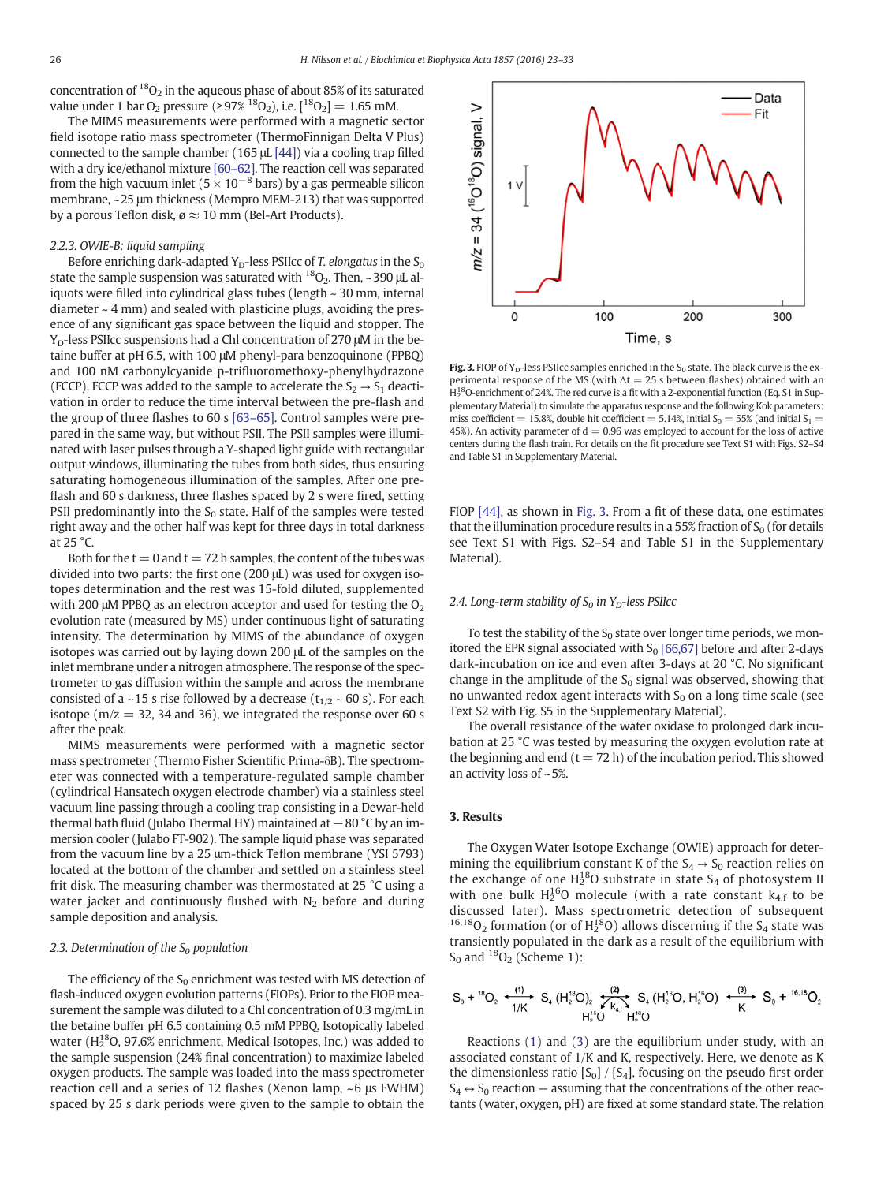concentration of $^{18}O_2$ in the aqueous phase of about 85% of its saturated value under 1 bar $O_2$ pressure (≥97% $^{18}O_2$), i.e. $[^{18}O_2] = 1.65$ mM.

The MIMS measurements were performed with a magnetic sector field isotope ratio mass spectrometer (ThermoFinnigan Delta V Plus) connected to the sample chamber (165 μL [44]) via a cooling trap filled with a dry ice/ethanol mixture [60–62]. The reaction cell was separated from the high vacuum inlet ($5 \times 10^{-8}$ bars) by a gas permeable silicon membrane, ~25 μm thickness (Mempro MEM-213) that was supported by a porous Teflon disk, ø ≈ 10 mm (Bel-Art Products).

#### 2.2.3. OWIE-B: liquid sampling

Before enriching dark-adapted $Y_D$-less PSIIcc of *T. elongatus* in the $S_0$ state the sample suspension was saturated with $^{18}O_2$. Then, ~390 μL aliquots were filled into cylindrical glass tubes (length ~ 30 mm, internal diameter ~ 4 mm) and sealed with plasticine plugs, avoiding the presence of any significant gas space between the liquid and stopper. The $Y_D$-less PSIIcc suspensions had a Chl concentration of 270 μM in the betaine buffer at pH 6.5, with 100 μM phenyl-para benzoquinone (PPBQ) and 100 nM carbonylcyanide p-trifluoromethoxy-phenylhydrazone (FCCP). FCCP was added to the sample to accelerate the $S_2 \rightarrow S_1$ deactivation in order to reduce the time interval between the pre-flash and the group of three flashes to 60 s [63–65]. Control samples were prepared in the same way, but without PSII. The PSII samples were illuminated with laser pulses through a Y-shaped light guide with rectangular output windows, illuminating the tubes from both sides, thus ensuring saturating homogeneous illumination of the samples. After one preflash and 60 s darkness, three flashes spaced by 2 s were fired, setting PSII predominantly into the $S_0$ state. Half of the samples were tested right away and the other half was kept for three days in total darkness at 25 °C.

Both for the t = 0 and t = 72 h samples, the content of the tubes was divided into two parts: the first one (200 μL) was used for oxygen isotopes determination and the rest was 15-fold diluted, supplemented with 200 μM PPBQ as an electron acceptor and used for testing the $O_2$ evolution rate (measured by MS) under continuous light of saturating intensity. The determination by MIMS of the abundance of oxygen isotopes was carried out by laying down 200 μL of the samples on the inlet membrane under a nitrogen atmosphere. The response of the spectrometer to gas diffusion within the sample and across the membrane consisted of a ~15 s rise followed by a decrease ($t_{1/2}$ ~ 60 s). For each isotope (m/z = 32, 34 and 36), we integrated the response over 60 s after the peak.

MIMS measurements were performed with a magnetic sector mass spectrometer (Thermo Fisher Scientific Prima-δB). The spectrometer was connected with a temperature-regulated sample chamber (cylindrical Hansatech oxygen electrode chamber) via a stainless steel vacuum line passing through a cooling trap consisting in a Dewar-held thermal bath fluid (Julabo Thermal HY) maintained at −80 °C by an immersion cooler (Julabo FT-902). The sample liquid phase was separated from the vacuum line by a 25 μm-thick Teflon membrane (YSI 5793) located at the bottom of the chamber and settled on a stainless steel frit disk. The measuring chamber was thermostated at 25 °C using a water jacket and continuously flushed with $N_2$ before and during sample deposition and analysis.

### 2.3. Determination of the $S_0$ population

The efficiency of the $S_0$ enrichment was tested with MS detection of flash-induced oxygen evolution patterns (FIOPs). Prior to the FIOP measurement the sample was diluted to a Chl concentration of 0.3 mg/mL in the betaine buffer pH 6.5 containing 0.5 mM PPBQ. Isotopically labeled water ($H_2^{18}O$, 97.6% enrichment, Medical Isotopes, Inc.) was added to the sample suspension (24% final concentration) to maximize labeled oxygen products. The sample was loaded into the mass spectrometer reaction cell and a series of 12 flashes (Xenon lamp, ~6 μs FWHM) spaced by 25 s dark periods were given to the sample to obtain the FIOP [44], as shown in Fig. 3. From a fit of these data, one estimates that the illumination procedure results in a 55% fraction of $S_0$ (for details see Text S1 with Figs. S2–S4 and Table S1 in the Supplementary Material).

**Fig. 3.** FIOP of $Y_D$-less PSIIcc samples enriched in the $S_0$ state. The black curve is the experimental response of the MS (with Δt = 25 s between flashes) obtained with an $H_2^{18}O$-enrichment of 24%. The red curve is a fit with a 2-exponential function (Eq. S1 in Supplementary Material) to simulate the apparatus response and the following Kok parameters: miss coefficient = 15.8%, double hit coefficient = 5.14%, initial $S_0$ = 55% (and initial $S_1$ = 45%). An activity parameter of d = 0.96 was employed to account for the loss of active centers during the flash train. For details on the fit procedure see Text S1 with Figs. S2–S4 and Table S1 in Supplementary Material.

### 2.4. Long-term stability of $S_0$ in $Y_D$-less PSIIcc

To test the stability of the $S_0$ state over longer time periods, we monitored the EPR signal associated with $S_0$ [66,67] before and after 2-days dark-incubation on ice and even after 3-days at 20 °C. No significant change in the amplitude of the $S_0$ signal was observed, showing that no unwanted redox agent interacts with $S_0$ on a long time scale (see Text S2 with Fig. S5 in the Supplementary Material).

The overall resistance of the water oxidase to prolonged dark incubation at 25 °C was tested by measuring the oxygen evolution rate at the beginning and end (t = 72 h) of the incubation period. This showed an activity loss of ~5%.

## 3. Results

The Oxygen Water Isotope Exchange (OWIE) approach for determining the equilibrium constant K of the $S_4 \rightarrow S_0$ reaction relies on the exchange of one $H_2^{18}O$ substrate in state $S_4$ of photosystem II with one bulk $H_2^{16}O$ molecule (with a rate constant $k_{4,f}$ to be discussed later). Mass spectrometric detection of subsequent $^{16,18}O_2$ formation (or of $H_2^{18}O$) allows discerning if the $S_4$ state was transiently populated in the dark as a result of the equilibrium with $S_0$ and $^{18}O_2$ (Scheme 1):

$$S_0 + {}^{18}O_2 \underset{1/K}{\overset{(1)}{\rightleftharpoons}} S_4\,(H_2^{18}O)_2 \underset{H_2^{16}O \quad k_{4,f} \quad H_2^{18}O}{\overset{(2)}{\rightleftharpoons}} S_4\,(H_2^{18}O, H_2^{16}O) \underset{K}{\overset{(3)}{\rightleftharpoons}} S_0 + {}^{16,18}O_2$$

Reactions (1) and (3) are the equilibrium under study, with an associated constant of 1/K and K, respectively. Here, we denote as K the dimensionless ratio $[S_0]$ / $[S_4]$, focusing on the pseudo first order $S_4 \leftrightarrow S_0$ reaction — assuming that the concentrations of the other reactants (water, oxygen, pH) are fixed at some standard state. The relation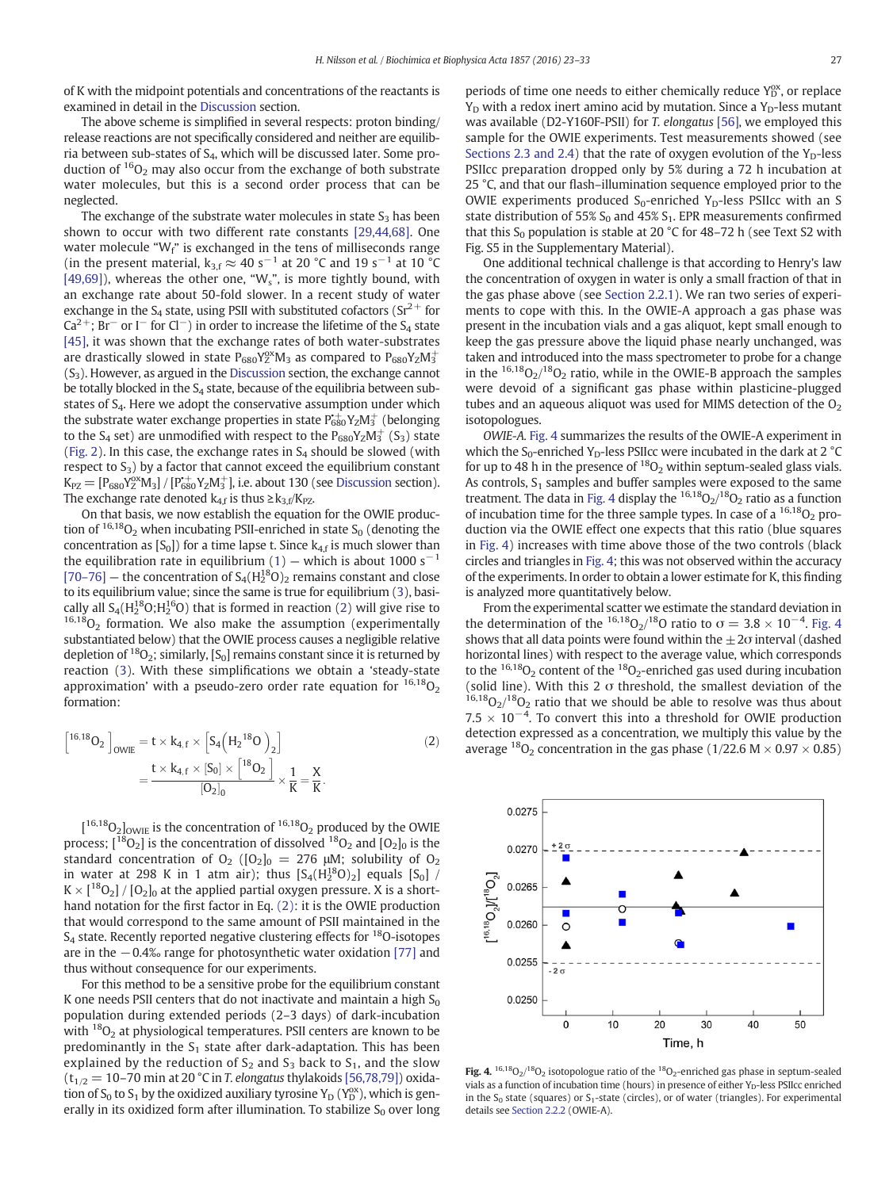of K with the midpoint potentials and concentrations of the reactants is examined in detail in the Discussion section.

The above scheme is simplified in several respects: proton binding/release reactions are not specifically considered and neither are equilibria between sub-states of $S_4$, which will be discussed later. Some production of $^{16}O_2$ may also occur from the exchange of both substrate water molecules, but this is a second order process that can be neglected.

The exchange of the substrate water molecules in state $S_3$ has been shown to occur with two different rate constants [29,44,68]. One water molecule "$W_f$" is exchanged in the tens of milliseconds range (in the present material, $k_{3,f} \approx 40\ s^{-1}$ at 20 °C and 19 $s^{-1}$ at 10 °C [49,69]), whereas the other one, "$W_s$", is more tightly bound, with an exchange rate about 50-fold slower. In a recent study of water exchange in the $S_4$ state, using PSII with substituted cofactors ($Sr^{2+}$ for $Ca^{2+}$; $Br^-$ or $I^-$ for $Cl^-$) in order to increase the lifetime of the $S_4$ state [45], it was shown that the exchange rates of both water-substrates are drastically slowed in state $P_{680}Y_Z^{ox}M_3$ as compared to $P_{680}Y_ZM_3^+$ ($S_3$). However, as argued in the Discussion section, the exchange cannot be totally blocked in the $S_4$ state, because of the equilibria between sub-states of $S_4$. Here we adopt the conservative assumption under which the substrate water exchange properties in state $P_{680}^{+}Y_ZM_3^+$ (belonging to the $S_4$ set) are unmodified with respect to the $P_{680}Y_ZM_3^+$ ($S_3$) state (Fig. 2). In this case, the exchange rates in $S_4$ should be slowed (with respect to $S_3$) by a factor that cannot exceed the equilibrium constant $K_{PZ} = [P_{680}Y_Z^{ox}M_3] / [P_{680}^{+}Y_ZM_3^+]$, i.e. about 130 (see Discussion section). The exchange rate denoted $k_{4,f}$ is thus $\geq k_{3,f}/K_{PZ}$.

On that basis, we now establish the equation for the OWIE production of $^{16,18}O_2$ when incubating PSII-enriched in state $S_0$ (denoting the concentration as $[S_0]$) for a time lapse t. Since $k_{4,f}$ is much slower than the equilibration rate in equilibrium (1) — which is about 1000 $s^{-1}$ [70–76] — the concentration of $S_4(H_2^{18}O)_2$ remains constant and close to its equilibrium value; since the same is true for equilibrium (3), basically all $S_4(H_2^{18}O;H_2^{16}O)$ that is formed in reaction (2) will give rise to $^{16,18}O_2$ formation. We also make the assumption (experimentally substantiated below) that the OWIE process causes a negligible relative depletion of $^{18}O_2$; similarly, $[S_0]$ remains constant since it is returned by reaction (3). With these simplifications we obtain a 'steady-state approximation' with a pseudo-zero order rate equation for $^{16,18}O_2$ formation:

$$\left[{}^{16,18}O_2\right]_{OWIE} = t \times k_{4,f} \times \left[S_4\left(H_2{}^{18}O\right)_2\right] = \frac{t \times k_{4,f} \times [S_0] \times \left[{}^{18}O_2\right]}{[O_2]_0} \times \frac{1}{K} = \frac{X}{K}. \quad (2)$$

$[^{16,18}O_2]_{OWIE}$ is the concentration of $^{16,18}O_2$ produced by the OWIE process; $[^{18}O_2]$ is the concentration of dissolved $^{18}O_2$ and $[O_2]_0$ is the standard concentration of $O_2$ ($[O_2]_0$ = 276 μM; solubility of $O_2$ in water at 298 K in 1 atm air); thus $[S_4(H_2^{18}O)_2]$ equals $[S_0]$ / $K \times [^{18}O_2]$ / $[O_2]_0$ at the applied partial oxygen pressure. X is a short-hand notation for the first factor in Eq. (2): it is the OWIE production that would correspond to the same amount of PSII maintained in the $S_4$ state. Recently reported negative clustering effects for $^{18}O$-isotopes are in the −0.4‰ range for photosynthetic water oxidation [77] and thus without consequence for our experiments.

For this method to be a sensitive probe for the equilibrium constant K one needs PSII centers that do not inactivate and maintain a high $S_0$ population during extended periods (2–3 days) of dark-incubation with $^{18}O_2$ at physiological temperatures. PSII centers are known to be predominantly in the $S_1$ state after dark-adaptation. This has been explained by the reduction of $S_2$ and $S_3$ back to $S_1$, and the slow ($t_{1/2}$ = 10–70 min at 20 °C in *T. elongatus* thylakoids [56,78,79]) oxidation of $S_0$ to $S_1$ by the oxidized auxiliary tyrosine $Y_D$ ($Y_D^{ox}$), which is generally in its oxidized form after illumination. To stabilize $S_0$ over long periods of time one needs to either chemically reduce $Y_D^{ox}$, or replace $Y_D$ with a redox inert amino acid by mutation. Since a $Y_D$-less mutant was available (D2-Y160F-PSII) for *T. elongatus* [56], we employed this sample for the OWIE experiments. Test measurements showed (see Sections 2.3 and 2.4) that the rate of oxygen evolution of the $Y_D$-less PSIIcc preparation dropped only by 5% during a 72 h incubation at 25 °C, and that our flash–illumination sequence employed prior to the OWIE experiments produced $S_0$-enriched $Y_D$-less PSIIcc with an S state distribution of 55% $S_0$ and 45% $S_1$. EPR measurements confirmed that this $S_0$ population is stable at 20 °C for 48–72 h (see Text S2 with Fig. S5 in the Supplementary Material).

One additional technical challenge is that according to Henry's law the concentration of oxygen in water is only a small fraction of that in the gas phase above (see Section 2.2.1). We ran two series of experiments to cope with this. In the OWIE-A approach a gas phase was present in the incubation vials and a gas aliquot, kept small enough to keep the gas pressure above the liquid phase nearly unchanged, was taken and introduced into the mass spectrometer to probe for a change in the $^{16,18}O_2/^{18}O_2$ ratio, while in the OWIE-B approach the samples were devoid of a significant gas phase within plasticine-plugged tubes and an aqueous aliquot was used for MIMS detection of the $O_2$ isotopologues.

*OWIE-A.* Fig. 4 summarizes the results of the OWIE-A experiment in which the $S_0$-enriched $Y_D$-less PSIIcc were incubated in the dark at 2 °C for up to 48 h in the presence of $^{18}O_2$ within septum-sealed glass vials. As controls, $S_1$ samples and buffer samples were exposed to the same treatment. The data in Fig. 4 display the $^{16,18}O_2/^{18}O_2$ ratio as a function of incubation time for the three sample types. In case of a $^{16,18}O_2$ production via the OWIE effect one expects that this ratio (blue squares in Fig. 4) increases with time above those of the two controls (black circles and triangles in Fig. 4; this was not observed within the accuracy of the experiments. In order to obtain a lower estimate for K, this finding is analyzed more quantitatively below.

From the experimental scatter we estimate the standard deviation in the determination of the $^{16,18}O_2/^{18}O$ ratio to $\sigma = 3.8 \times 10^{-4}$. Fig. 4 shows that all data points were found within the $\pm 2\sigma$ interval (dashed horizontal lines) with respect to the average value, which corresponds to the $^{16,18}O_2$ content of the $^{18}O_2$-enriched gas used during incubation (solid line). With this 2 σ threshold, the smallest deviation of the $^{16,18}O_2/^{18}O_2$ ratio that we should be able to resolve was thus about $7.5 \times 10^{-4}$. To convert this into a threshold for OWIE production detection expressed as a concentration, we multiply this value by the average $^{18}O_2$ concentration in the gas phase (1/22.6 M × 0.97 × 0.85)

**Fig. 4.** $^{16,18}O_2/^{18}O_2$ isotopologue ratio of the $^{18}O_2$-enriched gas phase in septum-sealed vials as a function of incubation time (hours) in presence of either $Y_D$-less PSIIcc enriched in the $S_0$ state (squares) or $S_1$-state (circles), or of water (triangles). For experimental details see Section 2.2.2 (OWIE-A).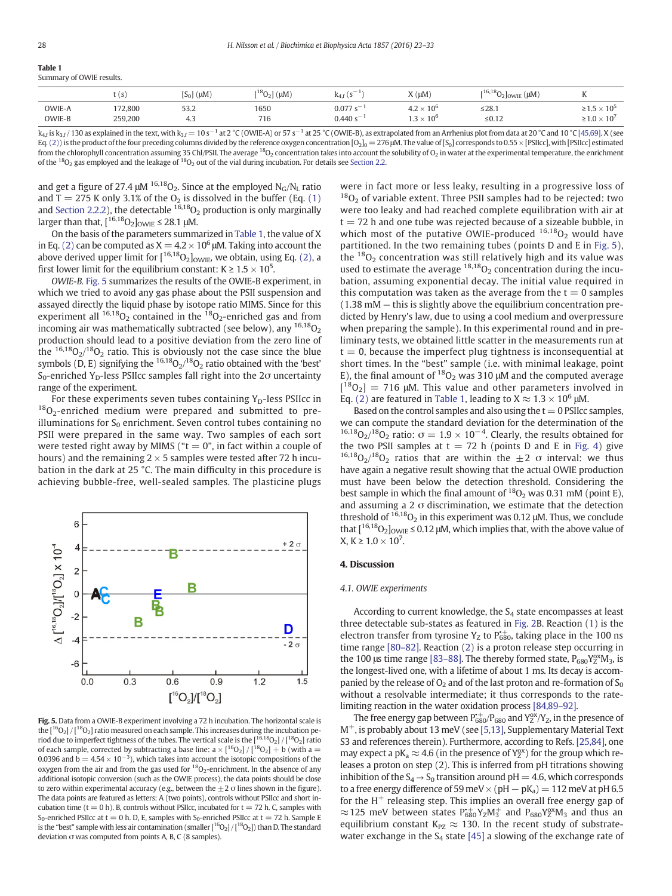**Table 1**
Summary of OWIE results.

| | t (s) | $[S_0]$ (μM) | $[^{18}O_2]$ (μM) | $k_{4,f}$ ($s^{-1}$) | X (μM) | $[^{16,18}O_2]_{OWIE}$ (μM) | K |
|---|---|---|---|---|---|---|---|
| OWIE-A | 172,800 | 53.2 | 1650 | 0.077 $s^{-1}$ | $4.2 \times 10^6$ | ≤28.1 | $\geq 1.5 \times 10^5$ |
| OWIE-B | 259,200 | 4.3 | 716 | 0.440 $s^{-1}$ | $1.3 \times 10^6$ | ≤0.12 | $\geq 1.0 \times 10^7$ |

$k_{4,f}$ is $k_{3,f}$ / 130 as explained in the text, with $k_{3,f} = 10\ s^{-1}$ at 2 °C (OWIE-A) or 57 $s^{-1}$ at 25 °C (OWIE-B), as extrapolated from an Arrhenius plot from data at 20 °C and 10 °C [45,69]. X (see Eq. (2)) is the product of the four preceding columns divided by the reference oxygen concentration $[O_2]_0 = 276$ μM. The value of $[S_0]$ corresponds to 0.55 × [PSIIcc], with [PSIIcc] estimated from the chlorophyll concentration assuming 35 Chl/PSII. The average $^{18}O_2$ concentration takes into account the solubility of $O_2$ in water at the experimental temperature, the enrichment of the $^{18}O_2$ gas employed and the leakage of $^{18}O_2$ out of the vial during incubation. For details see Section 2.2.

and get a figure of 27.4 μM $^{16,18}O_2$. Since at the employed $N_G/N_L$ ratio and T = 275 K only 3.1% of the $O_2$ is dissolved in the buffer (Eq. (1) and Section 2.2.2), the detectable $^{16,18}O_2$ production is only marginally larger than that, $[^{16,18}O_2]_{OWIE} \leq 28.1$ μM.

On the basis of the parameters summarized in Table 1, the value of X in Eq. (2) can be computed as $X = 4.2 \times 10^6$ μM. Taking into account the above derived upper limit for $[^{16,18}O_2]_{OWIE}$, we obtain, using Eq. (2), a first lower limit for the equilibrium constant: $K \geq 1.5 \times 10^5$.

*OWIE-B.* Fig. 5 summarizes the results of the OWIE-B experiment, in which we tried to avoid any gas phase about the PSII suspension and assayed directly the liquid phase by isotope ratio MIMS. Since for this experiment all $^{16,18}O_2$ contained in the $^{18}O_2$-enriched gas and from incoming air was mathematically subtracted (see below), any $^{16,18}O_2$ production should lead to a positive deviation from the zero line of the $^{16,18}O_2/^{18}O_2$ ratio. This is obviously not the case since the blue symbols (D, E) signifying the $^{16,18}O_2/^{18}O_2$ ratio obtained with the 'best' $S_0$-enriched $Y_D$-less PSIIcc samples fall right into the 2σ uncertainty range of the experiment.

For these experiments seven tubes containing $Y_D$-less PSIIcc in $^{18}O_2$-enriched medium were prepared and submitted to pre-illuminations for $S_0$ enrichment. Seven control tubes containing no PSII were prepared in the same way. Two samples of each sort were tested right away by MIMS ("t = 0", in fact within a couple of hours) and the remaining 2 × 5 samples were tested after 72 h incubation in the dark at 25 °C. The main difficulty in this procedure is achieving bubble-free, well-sealed samples. The plasticine plugs

**Fig. 5.** Data from a OWIE-B experiment involving a 72 h incubation. The horizontal scale is the $[^{16}O_2]/[^{18}O_2]$ ratio measured on each sample. This increases during the incubation period due to imperfect tightness of the tubes. The vertical scale is the $[^{16,18}O_2]/[^{18}O_2]$ ratio of each sample, corrected by subtracting a base line: $a \times [^{16}O_2]/[^{18}O_2] + b$ (with a = 0.0396 and $b = 4.54 \times 10^{-3}$), which takes into account the isotopic compositions of the oxygen from the air and from the gas used for $^{18}O_2$-enrichment. In the absence of any additional isotopic conversion (such as the OWIE process), the data points should be close to zero within experimental accuracy (e.g., between the ±2 σ lines shown in the figure). The data points are featured as letters: A (two points), controls without PSIIcc and short incubation time (t = 0 h). B, controls without PSIIcc, incubated for t = 72 h. C, samples with $S_0$-enriched PSIIcc at t = 0 h. D, E, samples with $S_0$-enriched PSIIcc at t = 72 h. Sample E is the "best" sample with less air contamination (smaller $[^{16}O_2]/[^{18}O_2]$) than D. The standard deviation σ was computed from points A, B, C (8 samples).

were in fact more or less leaky, resulting in a progressive loss of $^{18}O_2$ of variable extent. Three PSII samples had to be rejected: two were too leaky and had reached complete equilibration with air at t = 72 h and one tube was rejected because of a sizeable bubble, in which most of the putative OWIE-produced $^{16,18}O_2$ would have partitioned. In the two remaining tubes (points D and E in Fig. 5), the $^{18}O_2$ concentration was still relatively high and its value was used to estimate the average $^{18,18}O_2$ concentration during the incubation, assuming exponential decay. The initial value required in this computation was taken as the average from the t = 0 samples (1.38 mM — this is slightly above the equilibrium concentration predicted by Henry's law, due to using a cool medium and overpressure when preparing the sample). In this experimental round and in preliminary tests, we obtained little scatter in the measurements run at t = 0, because the imperfect plug tightness is inconsequential at short times. In the "best" sample (i.e. with minimal leakage, point E), the final amount of $^{18}O_2$ was 310 μM and the computed average $[^{18}O_2] = 716$ μM. This value and other parameters involved in Eq. (2) are featured in Table 1, leading to $X \approx 1.3 \times 10^6$ μM.

Based on the control samples and also using the t = 0 PSIIcc samples, we can compute the standard deviation for the determination of the $^{16,18}O_2/^{18}O_2$ ratio: $\sigma = 1.9 \times 10^{-4}$. Clearly, the results obtained for the two PSII samples at t = 72 h (points D and E in Fig. 4) give $^{16,18}O_2/^{18}O_2$ ratios that are within the ±2 σ interval: we thus have again a negative result showing that the actual OWIE production must have been below the detection threshold. Considering the best sample in which the final amount of $^{18}O_2$ was 0.31 mM (point E), and assuming a 2 σ discrimination, we estimate that the detection threshold of $^{16,18}O_2$ in this experiment was 0.12 μM. Thus, we conclude that $[^{16,18}O_2]_{OWIE} \leq 0.12$ μM, which implies that, with the above value of X, $K \geq 1.0 \times 10^7$.

## 4. Discussion

### 4.1. OWIE experiments

According to current knowledge, the $S_4$ state encompasses at least three detectable sub-states as featured in Fig. 2B. Reaction (1) is the electron transfer from tyrosine $Y_Z$ to $P_{680}^{\bullet+}$, taking place in the 100 ns time range [80–82]. Reaction (2) is a proton release step occurring in the 100 μs time range [83–88]. The thereby formed state, $P_{680}Y_Z^{ox}M_3$, is the longest-lived one, with a lifetime of about 1 ms. Its decay is accompanied by the release of $O_2$ and of the last proton and re-formation of $S_0$ without a resolvable intermediate; it thus corresponds to the rate-limiting reaction in the water oxidation process [84,89–92].

The free energy gap between $P_{680}^{\bullet+}/P_{680}$ and $Y_Z^{ox}/Y_Z$, in the presence of $M^+$, is probably about 13 meV (see [5,13], Supplementary Material Text S3 and references therein). Furthermore, according to Refs. [25,84], one may expect a $pK_a \approx 4.6$ (in the presence of $Y_Z^{ox}$) for the group which releases a proton on step (2). This is inferred from pH titrations showing inhibition of the $S_4 \rightarrow S_0$ transition around pH = 4.6, which corresponds to a free energy difference of 59 meV × (pH − $pK_a$) = 112 meV at pH 6.5 for the $H^+$ releasing step. This implies an overall free energy gap of ≈125 meV between states $P_{680}^{\bullet+}Y_ZM_3^+$ and $P_{680}Y_Z^{ox}M_3$ and thus an equilibrium constant $K_{PZ} \approx 130$. In the recent study of substrate-water exchange in the $S_4$ state [45] a slowing of the exchange rate of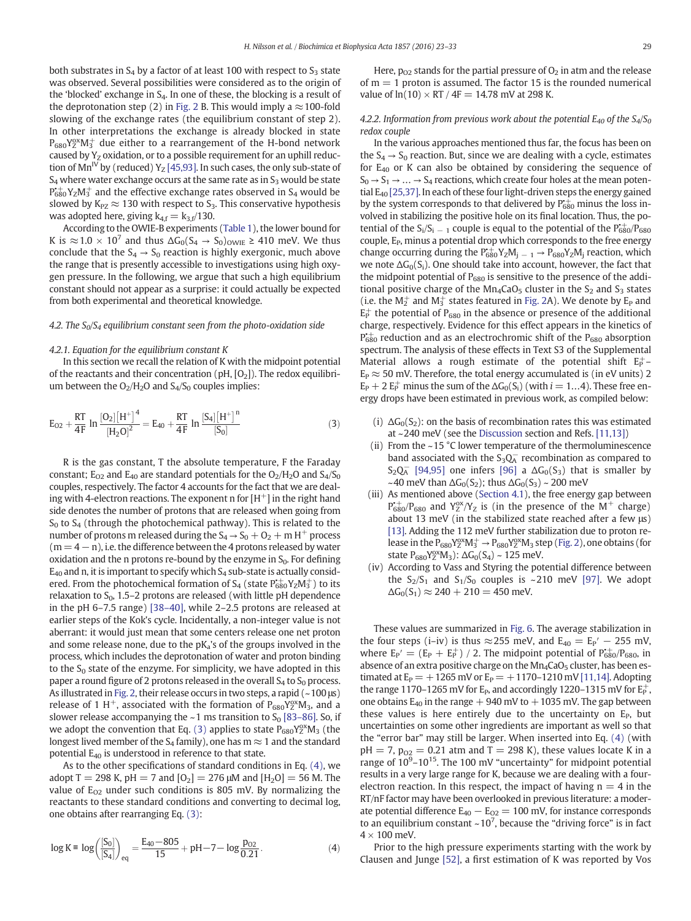both substrates in $S_4$ by a factor of at least 100 with respect to $S_3$ state was observed. Several possibilities were considered as to the origin of the 'blocked' exchange in $S_4$. In one of these, the blocking is a result of the deprotonation step (2) in Fig. 2 B. This would imply a ≈100-fold slowing of the exchange rates (the equilibrium constant of step 2). In other interpretations the exchange is already blocked in state $P_{680}Y_Z^{ox}M_3^+$ due either to a rearrangement of the H-bond network caused by $Y_Z$ oxidation, or to a possible requirement for an uphill reduction of $Mn^{IV}$ by (reduced) $Y_Z$ [45,93]. In such cases, the only sub-state of $S_4$ where water exchange occurs at the same rate as in $S_3$ would be state $P_{680}^{\bullet+}Y_ZM_3^+$ and the effective exchange rates observed in $S_4$ would be slowed by $K_{PZ} \approx 130$ with respect to $S_3$. This conservative hypothesis was adopted here, giving $k_{4,f} = k_{3,f}/130$.

According to the OWIE-B experiments (Table 1), the lower bound for K is ≈$1.0 \times 10^7$ and thus $\Delta G_0(S_4 \rightarrow S_0)_{OWIE} \geq 410$ meV. We thus conclude that the $S_4 \rightarrow S_0$ reaction is highly exergonic, much above the range that is presently accessible to investigations using high oxygen pressure. In the following, we argue that such a high equilibrium constant should not appear as a surprise: it could actually be expected from both experimental and theoretical knowledge.

### 4.2. The $S_0/S_4$ equilibrium constant seen from the photo-oxidation side

#### 4.2.1. Equation for the equilibrium constant K

In this section we recall the relation of K with the midpoint potential of the reactants and their concentration (pH, $[O_2]$). The redox equilibrium between the $O_2/H_2O$ and $S_4/S_0$ couples implies:

$$E_{O2} + \frac{RT}{4F} \ln \frac{[O_2][H^+]^4}{[H_2O]^2} = E_{40} + \frac{RT}{4F} \ln \frac{[S_4][H^+]^n}{[S_0]} \qquad (3)$$

R is the gas constant, T the absolute temperature, F the Faraday constant; $E_{O2}$ and $E_{40}$ are standard potentials for the $O_2/H_2O$ and $S_4/S_0$ couples, respectively. The factor 4 accounts for the fact that we are dealing with 4-electron reactions. The exponent n for $[H^+]$ in the right hand side denotes the number of protons that are released when going from $S_0$ to $S_4$ (through the photochemical pathway). This is related to the number of protons m released during the $S_4 \rightarrow S_0 + O_2 + m\,H^+$ process ($m = 4 - n$), i.e. the difference between the 4 protons released by water oxidation and the n protons re-bound by the enzyme in $S_0$. For defining $E_{40}$ and n, it is important to specify which $S_4$ sub-state is actually considered. From the photochemical formation of $S_4$ (state $P_{680}^{\bullet+}Y_ZM_3^+$) to its relaxation to $S_0$, 1.5–2 protons are released (with little pH dependence in the pH 6–7.5 range) [38–40], while 2–2.5 protons are released at earlier steps of the Kok's cycle. Incidentally, a non-integer value is not aberrant: it would just mean that some centers release one net proton and some release none, due to the $pK_a$'s of the groups involved in the process, which includes the deprotonation of water and proton binding to the $S_0$ state of the enzyme. For simplicity, we have adopted in this paper a round figure of 2 protons released in the overall $S_4$ to $S_0$ process. As illustrated in Fig. 2, their release occurs in two steps, a rapid (~100 μs) release of 1 $H^+$, associated with the formation of $P_{680}Y_Z^{ox}M_3$, and a slower release accompanying the ~1 ms transition to $S_0$ [83–86]. So, if we adopt the convention that Eq. (3) applies to state $P_{680}Y_Z^{ox}M_3$ (the longest lived member of the $S_4$ family), one has $m \approx 1$ and the standard potential $E_{40}$ is understood in reference to that state.

As to the other specifications of standard conditions in Eq. (4), we adopt T = 298 K, pH = 7 and $[O_2]$ = 276 μM and $[H_2O]$ = 56 M. The value of $E_{O2}$ under such conditions is 805 mV. By normalizing the reactants to these standard conditions and converting to decimal log, one obtains after rearranging Eq. (3):

$$\log K \equiv \log\left(\frac{[S_0]}{[S_4]}\right)_{eq} = \frac{E_{40} - 805}{15} + pH - 7 - \log\frac{p_{O2}}{0.21}. \qquad (4)$$

Here, $p_{O2}$ stands for the partial pressure of $O_2$ in atm and the release of m = 1 proton is assumed. The factor 15 is the rounded numerical value of $\ln(10) \times RT / 4F = 14.78$ mV at 298 K.

#### 4.2.2. Information from previous work about the potential $E_{40}$ of the $S_4/S_0$ redox couple

In the various approaches mentioned thus far, the focus has been on the $S_4 \rightarrow S_0$ reaction. But, since we are dealing with a cycle, estimates for $E_{40}$ or K can also be obtained by considering the sequence of $S_0 \rightarrow S_1 \rightarrow \ldots \rightarrow S_4$ reactions, which create four holes at the mean potential $E_{40}$ [25,37]. In each of these four light-driven steps the energy gained by the system corresponds to that delivered by $P_{680}^{\bullet+}$ minus the loss involved in stabilizing the positive hole on its final location. Thus, the potential of the $S_i/S_{i-1}$ couple is equal to the potential of the $P_{680}^{\bullet+}/P_{680}$ couple, $E_P$, minus a potential drop which corresponds to the free energy change occurring during the $P_{680}^{\bullet+}Y_ZM_{j-1} \rightarrow P_{680}Y_ZM_j$ reaction, which we note $\Delta G_0(S_i)$. One should take into account, however, the fact that the midpoint potential of $P_{680}$ is sensitive to the presence of the additional positive charge of the $Mn_4CaO_5$ cluster in the $S_2$ and $S_3$ states (i.e. the $M_2^+$ and $M_3^+$ states featured in Fig. 2A). We denote by $E_P$ and $E_P^+$ the potential of $P_{680}$ in the absence or presence of the additional charge, respectively. Evidence for this effect appears in the kinetics of $P_{680}^{\bullet+}$ reduction and as an electrochromic shift of the $P_{680}$ absorption spectrum. The analysis of these effects in Text S3 of the Supplemental Material allows a rough estimate of the potential shift $E_P^+ - E_P \approx 50$ mV. Therefore, the total energy accumulated is (in eV units) 2 $E_P$ + 2 $E_P^+$ minus the sum of the $\Delta G_0(S_i)$ (with i = 1…4). These free energy drops have been estimated in previous work, as compiled below:

- (i) $\Delta G_0(S_2)$: on the basis of recombination rates this was estimated at ~240 meV (see the Discussion section and Refs. [11,13])
- (ii) From the ~15 °C lower temperature of the thermoluminescence band associated with the $S_3Q_A^-$ recombination as compared to $S_2Q_A^-$ [94,95] one infers [96] a $\Delta G_0(S_3)$ that is smaller by ~40 meV than $\Delta G_0(S_2)$; thus $\Delta G_0(S_3)$ ~ 200 meV
- (iii) As mentioned above (Section 4.1), the free energy gap between $P_{680}^{\bullet+}/P_{680}$ and $Y_Z^{ox}/Y_Z$ is (in the presence of the $M^+$ charge) about 13 meV (in the stabilized state reached after a few μs) [13]. Adding the 112 meV further stabilization due to proton release in the $P_{680}Y_Z^{ox}M_3^+ \rightarrow P_{680}Y_Z^{ox}M_3$ step (Fig. 2), one obtains (for state $P_{680}Y_Z^{ox}M_3$): $\Delta G_0(S_4)$ ~ 125 meV.
- (iv) According to Vass and Styring the potential difference between the $S_2/S_1$ and $S_1/S_0$ couples is ~210 meV [97]. We adopt $\Delta G_0(S_1) \approx 240 + 210 = 450$ meV.

These values are summarized in Fig. 6. The average stabilization in the four steps (i–iv) is thus ≈255 meV, and $E_{40} = E_P' - 255$ mV, where $E_P' = (E_P + E_P^+) / 2$. The midpoint potential of $P_{680}^{\bullet+}/P_{680}$, in absence of an extra positive charge on the $Mn_4CaO_5$ cluster, has been estimated at $E_P$ = +1265 mV or $E_P$ = +1170–1210 mV [11,14]. Adopting the range 1170–1265 mV for $E_P$, and accordingly 1220–1315 mV for $E_P^+$, one obtains $E_{40}$ in the range +940 mV to +1035 mV. The gap between these values is here entirely due to the uncertainty on $E_P$, but uncertainties on some other ingredients are important as well so that the "error bar" may still be larger. When inserted into Eq. (4) (with pH = 7, $p_{O2}$ = 0.21 atm and T = 298 K), these values locate K in a range of $10^9$–$10^{15}$. The 100 mV "uncertainty" for midpoint potential results in a very large range for K, because we are dealing with a four-electron reaction. In this respect, the impact of having n = 4 in the RT/nF factor may have been overlooked in previous literature: a moderate potential difference $E_{40} - E_{O2} = 100$ mV, for instance corresponds to an equilibrium constant ~$10^7$, because the "driving force" is in fact 4 × 100 meV.

Prior to the high pressure experiments starting with the work by Clausen and Junge [52], a first estimation of K was reported by Vos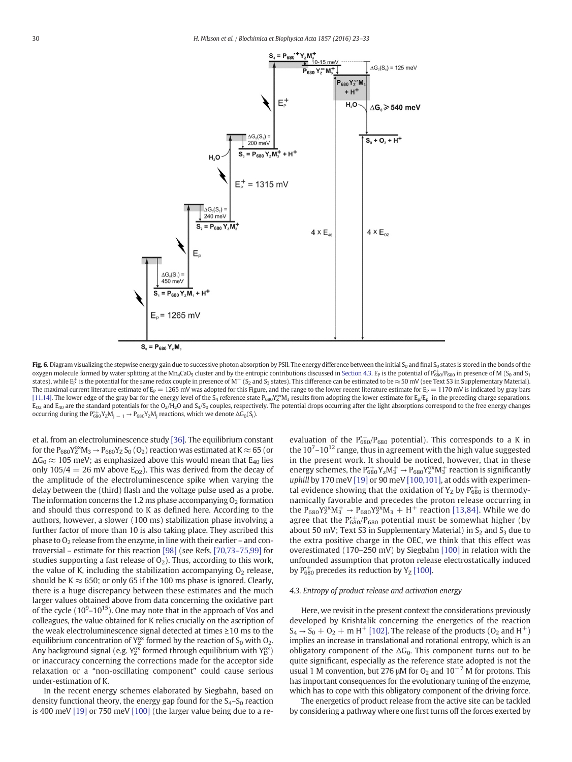**Fig. 6.** Diagram visualizing the stepwise energy gain due to successive photon absorption by PSII. The energy difference between the initial $S_0$ and final $S_0$ states is stored in the bonds of the oxygen molecule formed by water splitting at the $Mn_4CaO_5$ cluster and by the entropic contributions discussed in Section 4.3. $E_P$ is the potential of $P_{680}^{\bullet+}/P_{680}$ in presence of M ($S_0$ and $S_1$ states), while $E_P^+$ is the potential for the same redox couple in presence of $M^+$ ($S_2$ and $S_3$ states). This difference can be estimated to be ≈50 mV (see Text S3 in Supplementary Material). The maximal current literature estimate of $E_P = 1265$ mV was adopted for this Figure, and the range to the lower recent literature estimate for $E_P = 1170$ mV is indicated by gray bars [11,14]. The lower edge of the gray bar for the energy level of the $S_4$ reference state $P_{680}Y_Z^{ox}M_3$ results from adopting the lower estimate for $E_P/E_P^+$ in the preceding charge separations. $E_{O2}$ and $E_{40}$ are the standard potentials for the $O_2/H_2O$ and $S_4/S_0$ couples, respectively. The potential drops occurring after the light absorptions correspond to the free energy changes occurring during the $P_{680}^{+}Y_ZM_{j-1} \rightarrow P_{680}Y_ZM_j$ reactions, which we denote $\Delta G_0(S_j)$.

et al. from an electroluminescence study [36]. The equilibrium constant for the $P_{680}Y_Z^{ox}M_3 \rightarrow P_{680}Y_Z\,S_0\,(O_2)$ reaction was estimated at $K \approx 65$ (or $\Delta G_0 \approx 105$ meV; as emphasized above this would mean that $E_{40}$ lies only $105/4 = 26$ mV above $E_{O2}$). This was derived from the decay of the amplitude of the electroluminescence spike when varying the delay between the (third) flash and the voltage pulse used as a probe. The information concerns the 1.2 ms phase accompanying $O_2$ formation and should thus correspond to K as defined here. According to the authors, however, a slower (100 ms) stabilization phase involving a further factor of more than 10 is also taking place. They ascribed this phase to $O_2$ release from the enzyme, in line with their earlier – and controversial – estimate for this reaction [98] (see Refs. [70,73–75,99] for studies supporting a fast release of $O_2$). Thus, according to this work, the value of K, including the stabilization accompanying $O_2$ release, should be $K \approx 650$; or only 65 if the 100 ms phase is ignored. Clearly, there is a huge discrepancy between these estimates and the much larger values obtained above from data concerning the oxidative part of the cycle ($10^9$–$10^{15}$). One may note that in the approach of Vos and colleagues, the value obtained for K relies crucially on the ascription of the weak electroluminescence signal detected at times ≥10 ms to the equilibrium concentration of $Y_Z^{ox}$ formed by the reaction of $S_0$ with $O_2$. Any background signal (e.g. $Y_Z^{ox}$ formed through equilibrium with $Y_D^{ox}$) or inaccuracy concerning the corrections made for the acceptor side relaxation or a "non-oscillating component" could cause serious under-estimation of K.

In the recent energy schemes elaborated by Siegbahn, based on density functional theory, the energy gap found for the $S_4$–$S_0$ reaction is 400 meV [19] or 750 meV [100] (the larger value being due to a re-evaluation of the $P_{680}^{\bullet+}/P_{680}$ potential). This corresponds to a K in the $10^7$–$10^{12}$ range, thus in agreement with the high value suggested in the present work. It should be noticed, however, that in these energy schemes, the $P_{680}^{\bullet+}Y_ZM_3^+ \rightarrow P_{680}Y_Z^{ox}M_3^+$ reaction is significantly *uphill* by 170 meV [19] or 90 meV [100,101], at odds with experimental evidence showing that the oxidation of $Y_Z$ by $P_{680}^{\bullet+}$ is thermodynamically favorable and precedes the proton release occurring in the $P_{680}Y_Z^{ox}M_3^+ \rightarrow P_{680}Y_Z^{ox}M_3 + H^+$ reaction [13,84]. While we do agree that the $P_{680}^{\bullet+}/P_{680}$ potential must be somewhat higher (by about 50 mV; Text S3 in Supplementary Material) in $S_2$ and $S_3$ due to the extra positive charge in the OEC, we think that this effect was overestimated (170–250 mV) by Siegbahn [100] in relation with the unfounded assumption that proton release electrostatically induced by $P_{680}^{\bullet+}$ precedes its reduction by $Y_Z$ [100].

### 4.3. Entropy of product release and activation energy

Here, we revisit in the present context the considerations previously developed by Krishtalik concerning the energetics of the reaction $S_4 \rightarrow S_0 + O_2 + m\,H^+$ [102]. The release of the products ($O_2$ and $H^+$) implies an increase in translational and rotational entropy, which is an obligatory component of the $\Delta G_0$. This component turns out to be quite significant, especially as the reference state adopted is not the usual 1 M convention, but 276 μM for $O_2$ and $10^{-7}$ M for protons. This has important consequences for the evolutionary tuning of the enzyme, which has to cope with this obligatory component of the driving force.

The energetics of product release from the active site can be tackled by considering a pathway where one first turns off the forces exerted by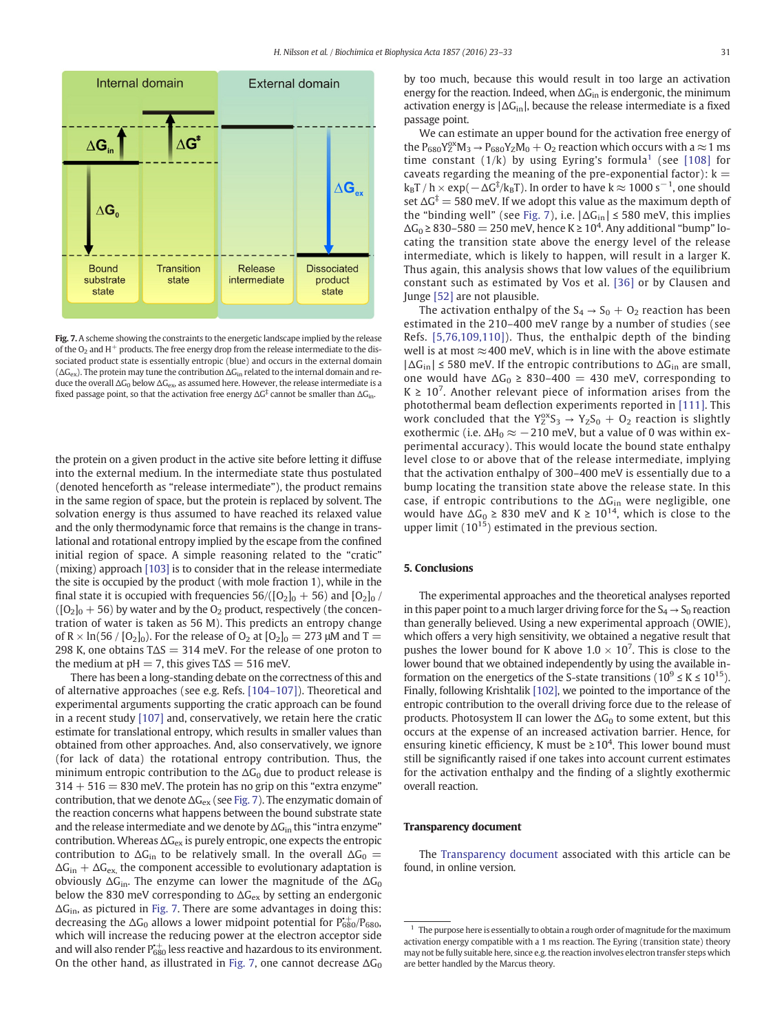Internal domain External domain

$\Delta G_{in}$ $\Delta G^{\ddagger}$ $\Delta G_{ex}$ $\Delta G_0$

Bound substrate state | Transition state | Release intermediate | Dissociated product state

**Fig. 7.** A scheme showing the constraints to the energetic landscape implied by the release of the $O_2$ and $H^+$ products. The free energy drop from the release intermediate to the dissociated product state is essentially entropic (blue) and occurs in the external domain ($\Delta G_{ex}$). The protein may tune the contribution $\Delta G_{in}$ related to the internal domain and reduce the overall $\Delta G_0$ below $\Delta G_{ex}$, as assumed here. However, the release intermediate is a fixed passage point, so that the activation free energy $\Delta G^{\ddagger}$ cannot be smaller than $\Delta G_{in}$.

the protein on a given product in the active site before letting it diffuse into the external medium. In the intermediate state thus postulated (denoted henceforth as "release intermediate"), the product remains in the same region of space, but the protein is replaced by solvent. The solvation energy is thus assumed to have reached its relaxed value and the only thermodynamic force that remains is the change in translational and rotational entropy implied by the escape from the confined initial region of space. A simple reasoning related to the "cratic" (mixing) approach [103] is to consider that in the release intermediate the site is occupied by the product (with mole fraction 1), while in the final state it is occupied with frequencies $56/([O_2]_0 + 56)$ and $[O_2]_0 / ([O_2]_0 + 56)$ by water and by the $O_2$ product, respectively (the concentration of water is taken as 56 M). This predicts an entropy change of $R \times \ln(56 / [O_2]_0)$. For the release of $O_2$ at $[O_2]_0 = 273$ μM and $T = 298$ K, one obtains $T\Delta S = 314$ meV. For the release of one proton to the medium at pH = 7, this gives $T\Delta S = 516$ meV.

There has been a long-standing debate on the correctness of this and of alternative approaches (see e.g. Refs. [104–107]). Theoretical and experimental arguments supporting the cratic approach can be found in a recent study [107] and, conservatively, we retain here the cratic estimate for translational entropy, which results in smaller values than obtained from other approaches. And, also conservatively, we ignore (for lack of data) the rotational entropy contribution. Thus, the minimum entropic contribution to the $\Delta G_0$ due to product release is $314 + 516 = 830$ meV. The protein has no grip on this "extra enzyme" contribution, that we denote $\Delta G_{ex}$ (see Fig. 7). The enzymatic domain of the reaction concerns what happens between the bound substrate state and the release intermediate and we denote by $\Delta G_{in}$ this "intra enzyme" contribution. Whereas $\Delta G_{ex}$ is purely entropic, one expects the entropic contribution to $\Delta G_{in}$ to be relatively small. In the overall $\Delta G_0 = \Delta G_{in} + \Delta G_{ex}$, the component accessible to evolutionary adaptation is obviously $\Delta G_{in}$. The enzyme can lower the magnitude of the $\Delta G_0$ below the 830 meV corresponding to $\Delta G_{ex}$ by setting an endergonic $\Delta G_{in}$, as pictured in Fig. 7. There are some advantages in doing this: decreasing the $\Delta G_0$ allows a lower midpoint potential for $P_{680}^{\cdot+}/P_{680}$, which will increase the reducing power at the electron acceptor side and will also render $P_{680}^{\cdot+}$ less reactive and hazardous to its environment. On the other hand, as illustrated in Fig. 7, one cannot decrease $\Delta G_0$ by too much, because this would result in too large an activation energy for the reaction. Indeed, when $\Delta G_{in}$ is endergonic, the minimum activation energy is $|\Delta G_{in}|$, because the release intermediate is a fixed passage point.

We can estimate an upper bound for the activation free energy of the $P_{680}Y_Z^{ox}M_3 \rightarrow P_{680}Y_ZM_0 + O_2$ reaction which occurs with a ≈1 ms time constant (1/k) by using Eyring's formula[1] (see [108] for caveats regarding the meaning of the pre-exponential factor): $k = k_BT / h \times \exp(-\Delta G^{\ddagger}/k_BT)$. In order to have $k \approx 1000\ s^{-1}$, one should set $\Delta G^{\ddagger} = 580$ meV. If we adopt this value as the maximum depth of the "binding well" (see Fig. 7), i.e. $|\Delta G_{in}| \leq 580$ meV, this implies $\Delta G_0 \geq 830–580 = 250$ meV, hence $K \geq 10^4$. Any additional "bump" locating the transition state above the energy level of the release intermediate, which is likely to happen, will result in a larger K. Thus again, this analysis shows that low values of the equilibrium constant such as estimated by Vos et al. [36] or by Clausen and Junge [52] are not plausible.

The activation enthalpy of the $S_4 \rightarrow S_0 + O_2$ reaction has been estimated in the 210–400 meV range by a number of studies (see Refs. [5,76,109,110]). Thus, the enthalpic depth of the binding well is at most ≈400 meV, which is in line with the above estimate $|\Delta G_{in}| \leq 580$ meV. If the entropic contributions to $\Delta G_{in}$ are small, one would have $\Delta G_0 \geq 830–400 = 430$ meV, corresponding to $K \geq 10^7$. Another relevant piece of information arises from the photothermal beam deflection experiments reported in [111]. This work concluded that the $Y_Z^{ox}S_3 \rightarrow Y_ZS_0 + O_2$ reaction is slightly exothermic (i.e. $\Delta H_0 \approx -210$ meV, but a value of 0 was within experimental accuracy). This would locate the bound state enthalpy level close to or above that of the release intermediate, implying that the activation enthalpy of 300–400 meV is essentially due to a bump locating the transition state above the release state. In this case, if entropic contributions to the $\Delta G_{in}$ were negligible, one would have $\Delta G_0 \geq 830$ meV and $K \geq 10^{14}$, which is close to the upper limit ($10^{15}$) estimated in the previous section.

## 5. Conclusions

The experimental approaches and the theoretical analyses reported in this paper point to a much larger driving force for the $S_4 \rightarrow S_0$ reaction than generally believed. Using a new experimental approach (OWIE), which offers a very high sensitivity, we obtained a negative result that pushes the lower bound for K above $1.0 \times 10^7$. This is close to the lower bound that we obtained independently by using the available information on the energetics of the S-state transitions ($10^9 \leq K \leq 10^{15}$). Finally, following Krishtalik [102], we pointed to the importance of the entropic contribution to the overall driving force due to the release of products. Photosystem II can lower the $\Delta G_0$ to some extent, but this occurs at the expense of an increased activation barrier. Hence, for ensuring kinetic efficiency, K must be $\geq 10^4$. This lower bound must still be significantly raised if one takes into account current estimates for the activation enthalpy and the finding of a slightly exothermic overall reaction.

## Transparency document

The Transparency document associated with this article can be found, in online version.

[1] The purpose here is essentially to obtain a rough order of magnitude for the maximum activation energy compatible with a 1 ms reaction. The Eyring (transition state) theory may not be fully suitable here, since e.g. the reaction involves electron transfer steps which are better handled by the Marcus theory.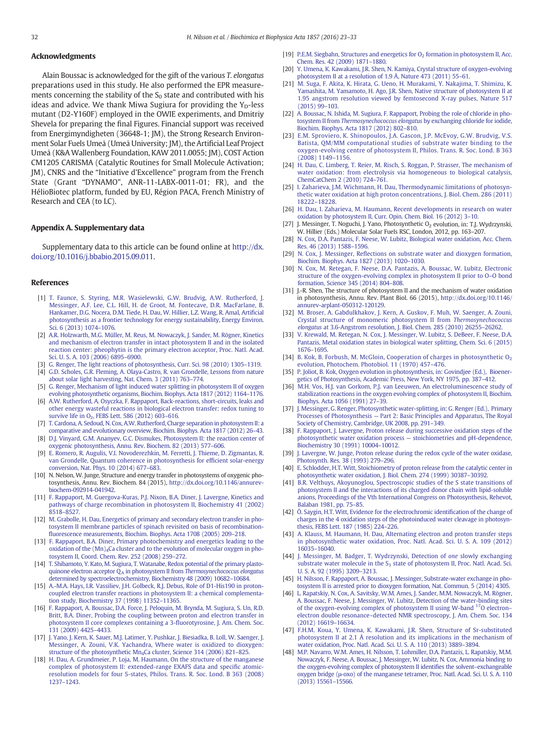## Acknowledgments

Alain Boussac is acknowledged for the gift of the various *T. elongatus* preparations used in this study. He also performed the EPR measurements concerning the stability of the $S_0$ state and contributed with his ideas and advice. We thank Miwa Sugiura for providing the $Y_D$-less mutant (D2-Y160F) employed in the OWIE experiments, and Dmitriy Shevela for preparing the final Figures. Financial support was received from Energimyndigheten (36648-1; JM), the Strong Research Environment Solar Fuels Umeå (Umeå University; JM), the Artificial Leaf Project Umeå (K&A Wallenberg Foundation, KAW 2011.0055; JM), COST Action CM1205 CARISMA (Catalytic Routines for Small Molecule Activation; JM), CNRS and the "Initiative d'Excellence" program from the French State (Grant "DYNAMO", ANR-11-LABX-0011-01; FR), and the HélioBiotec platform, funded by EU, Région PACA, French Ministry of Research and CEA (to LC).

## Appendix A. Supplementary data

Supplementary data to this article can be found online at http://dx.doi.org/10.1016/j.bbabio.2015.09.011.

## References

[1] T. Faunce, S. Styring, M.R. Wasielewski, G.W. Brudvig, A.W. Rutherford, J. Messinger, A.F. Lee, C.L. Hill, H. de Groot, M. Fontecave, D.R. MacFarlane, B. Hankamer, D.G. Nocera, D.M. Tiede, H. Dau, W. Hillier, L.Z. Wang, R. Amal, Artificial photosynthesis as a frontier technology for energy sustainability, Energy Environ. Sci. 6 (2013) 1074–1076.

[2] A.R. Holzwarth, M.G. Müller, M. Reus, M. Nowaczyk, J. Sander, M. Rögner, Kinetics and mechanism of electron transfer in intact photosystem II and in the isolated reaction center: pheophytin is the primary electron acceptor, Proc. Natl. Acad. Sci. U. S. A. 103 (2006) 6895–6900.

[3] G. Renger, The light reactions of photosynthesis, Curr. Sci. 98 (2010) 1305–1319.

[4] G.D. Scholes, G.R. Fleming, A. Olaya-Castro, R. van Grondelle, Lessons from nature about solar light harvesting, Nat. Chem. 3 (2011) 763–774.

[5] G. Renger, Mechanism of light induced water splitting in photosystem II of oxygen evolving photosynthetic organisms, Biochim. Biophys. Acta 1817 (2012) 1164–1176.

[6] A.W. Rutherford, A. Osyczka, F. Rappaport, Back-reactions, short-circuits, leaks and other energy wasteful reactions in biological electron transfer: redox tuning to survive life in $O_2$, FEBS Lett. 586 (2012) 603–616.

[7] T. Cardona, A. Sedoud, N. Cox, A.W. Rutherford, Charge separation in photosystem II: a comparative and evolutionary overview, Biochim. Biophys. Acta 1817 (2012) 26–43.

[8] D.J. Vinyard, G.M. Ananyev, G.C. Dismukes, Photosystem II: the reaction center of oxygenic photosynthesis, Annu. Rev. Biochem. 82 (2013) 577–606.

[9] E. Romero, R. Augulis, V.I. Novoderezhkin, M. Ferretti, J. Thieme, D. Zigmantas, R. van Grondelle, Quantum coherence in photosynthesis for efficient solar-energy conversion, Nat. Phys. 10 (2014) 677–683.

[10] N. Nelson, W. Junge, Structure and energy transfer in photosystems of oxygenic photosynthesis, Annu. Rev. Biochem. 84 (2015), http://dx.doi.org/10.1146/annurev-biochem-092914-041942.

[11] F. Rappaport, M. Guergova-Kuras, P.J. Nixon, B.A. Diner, J. Lavergne, Kinetics and pathways of charge recombination in photosystem II, Biochemistry 41 (2002) 8518–8527.

[12] M. Grabolle, H. Dau, Energetics of primary and secondary electron transfer in photosystem II membrane particles of spinach revisited on basis of recombination-fluorescence measurements, Biochim. Biophys. Acta 1708 (2005) 209–218.

[13] F. Rappaport, B.A. Diner, Primary photochemistry and energetics leading to the oxidation of the $(Mn)_4Ca$ cluster and to the evolution of molecular oxygen in photosystem II, Coord. Chem. Rev. 252 (2008) 259–272.

[14] T. Shibamoto, Y. Kato, M. Sugiura, T. Watanabe, Redox potential of the primary plastoquinone electron acceptor $Q_A$ in photosystem II from *Thermosynechococcus elongatus* determined by spectroelectrochemistry, Biochemistry 48 (2009) 10682–10684.

[15] A.-M.A. Hays, I.R. Vassiliev, J.H. Golbeck, R.J. Debus, Role of D1-His190 in proton-coupled electron transfer reactions in photosystem II: a chemical complementation study, Biochemistry 37 (1998) 11352–11365.

[16] F. Rappaport, A. Boussac, D.A. Force, J. Peloquin, M. Brynda, M. Sugiura, S. Un, R.D. Britt, B.A. Diner, Probing the coupling between proton and electron transfer in photosystem II core complexes containing a 3-fluorotyrosine, J. Am. Chem. Soc. 131 (2009) 4425–4433.

[17] J. Yano, J. Kern, K. Sauer, M.J. Latimer, Y. Pushkar, J. Biesiadka, B. Loll, W. Saenger, J. Messinger, A. Zouni, V.K. Yachandra, Where water is oxidized to dioxygen: structure of the photosynthetic $Mn_4Ca$ cluster, Science 314 (2006) 821–825.

[18] H. Dau, A. Grundmeier, P. Loja, M. Haumann, On the structure of the manganese complex of photosystem II: extended-range EXAFS data and specific atomic-resolution models for four S-states, Philos. Trans. R. Soc. Lond. B 363 (2008) 1237–1243.

[19] P.E.M. Siegbahn, Structures and energetics for $O_2$ formation in photosystem II, Acc. Chem. Res. 42 (2009) 1871–1880.

[20] Y. Umena, K. Kawakami, J.R. Shen, N. Kamiya, Crystal structure of oxygen-evolving photosystem II at a resolution of 1.9 Å, Nature 473 (2011) 55–61.

[21] M. Suga, F. Akita, K. Hirata, G. Ueno, H. Murakami, Y. Nakajima, T. Shimizu, K. Yamashita, M. Yamamoto, H. Ago, J.R. Shen, Native structure of photosystem II at 1.95 angstrom resolution viewed by femtosecond X-ray pulses, Nature 517 (2015) 99–103.

[22] A. Boussac, N. Ishida, M. Sugiura, F. Rappaport, Probing the role of chloride in photosystem II from *Thermosynechococcus elongatus* by exchanging chloride for iodide, Biochim. Biophys. Acta 1817 (2012) 802–810.

[23] E.M. Sproviero, K. Shinopoulos, J.A. Gascon, J.P. McEvoy, G.W. Brudvig, V.S. Batista, QM/MM computational studies of substrate water binding to the oxygen-evolving centre of photosystem II, Philos. Trans. R. Soc. Lond. B 363 (2008) 1149–1156.

[24] H. Dau, C. Limberg, T. Reier, M. Risch, S. Roggan, P. Strasser, The mechanism of water oxidation: from electrolysis via homogeneous to biological catalysis, ChemCatChem 2 (2010) 724–761.

[25] I. Zaharieva, J.M. Wichmann, H. Dau, Thermodynamic limitations of photosynthetic water oxidation at high proton concentrations, J. Biol. Chem. 286 (2011) 18222–18228.

[26] H. Dau, I. Zaharieva, M. Haumann, Recent developments in research on water oxidation by photosystem II, Curr. Opin. Chem. Biol. 16 (2012) 3–10.

[27] J. Messinger, T. Noguchi, J. Yano, Photosynthetic $O_2$ evolution, in: T.J. Wydrzynski, W. Hillier (Eds.) Molecular Solar Fuels RSC, London, 2012, pp. 163–207.

[28] N. Cox, D.A. Pantazis, F. Neese, W. Lubitz, Biological water oxidation, Acc. Chem. Res. 46 (2013) 1588–1596.

[29] N. Cox, J. Messinger, Reflections on substrate water and dioxygen formation, Biochim. Biophys. Acta 1827 (2013) 1020–1030.

[30] N. Cox, M. Retegan, F. Neese, D.A. Pantazis, A. Boussac, W. Lubitz, Electronic structure of the oxygen-evolving complex in photosystem II prior to O–O bond formation, Science 345 (2014) 804–808.

[31] J.-R. Shen, The structure of photosystem II and the mechanism of water oxidation in photosynthesis, Annu. Rev. Plant Biol. 66 (2015), http://dx.doi.org/10.1146/annurev-arplant-050312-120129.

[32] M. Broser, A. Gabdulkhakov, J. Kern, A. Guskov, F. Muh, W. Saenger, A. Zouni, Crystal structure of monomeric photosystem II from *Thermosynechococcus elongatus* at 3.6-Angstrom resolution, J. Biol. Chem. 285 (2010) 26255–26262.

[33] V. Krewald, M. Retegan, N. Cox, J. Messinger, W. Lubitz, S. DeBeer, F. Neese, D.A. Pantazis, Metal oxidation states in biological water splitting, Chem. Sci. 6 (2015) 1676–1695.

[34] B. Kok, B. Forbush, M. McGloin, Cooperation of charges in photosynthetic $O_2$ evolution, Photochem. Photobiol. 11 (1970) 457–476.

[35] P. Joliot, B. Kok, Oxygen evolution in photosynthesis, in: Govindjee (Ed.), Bioenergetics of Photosynthesis, Academic Press, New York, NY 1975, pp. 387–412.

[36] M.H. Vos, H.J. van Gorkom, P.J. van Leeuwen, An electroluminescence study of stabilization reactions in the oxygen evolving complex of photosystem II, Biochim. Biophys. Acta 1056 (1991) 27–39.

[37] J. Messinger, G. Renger, Photosynthetic water-splitting, in: G. Renger (Ed.), Primary Processes of Photosynthesis — Part 2: Basic Principles and Apparatus, The Royal Society of Chemistry, Cambridge, UK 2008, pp. 291–349.

[38] F. Rappaport, J. Lavergne, Proton release during successive oxidation steps of the photosynthetic water oxidation process — stoichiometries and pH-dependence, Biochemistry 30 (1991) 10004–10012.

[39] J. Lavergne, W. Junge, Proton release during the redox cycle of the water oxidase, Photosynth. Res. 38 (1993) 279–296.

[40] E. Schlodder, H.T. Witt, Stoichiometry of proton release from the catalytic center in photosynthetic water oxidation, J. Biol. Chem. 274 (1999) 30387–30392.

[41] B.R. Velthuys, Akoyunoglou, Spectroscopic studies of the S state transitions of photosystem II and the interactions of its charged donor chain with lipid-soluble anions, Proceedings of the Vth International Congress on Photosynthesis, Rehevot, Balaban 1981, pp. 75–85.

[42] Ö. Saygin, H.T. Witt, Evidence for the electrochromic identification of the change of charges in the 4 oxidation steps of the photoinduced water cleavage in photosynthesis, FEBS Lett. 187 (1985) 224–226.

[43] A. Klauss, M. Haumann, H. Dau, Alternating electron and proton transfer steps in photosynthetic water oxidation, Proc. Natl. Acad. Sci. U. S. A. 109 (2012) 16035–16040.

[44] J. Messinger, M. Badger, T. Wydrzynski, Detection of *one* slowly exchanging substrate water molecule in the $S_3$ state of photosystem II, Proc. Natl. Acad. Sci. U. S. A. 92 (1995) 3209–3213.

[45] H. Nilsson, F. Rappaport, A. Boussac, J. Messinger, Substrate-water exchange in photosystem II is arrested prior to dioxygen formation, Nat. Commun. 5 (2014) 4305.

[46] L. Rapatskiy, N. Cox, A. Savitsky, W.M. Ames, J. Sander, M.M. Nowaczyk, M. Rögner, A. Boussac, F. Neese, J. Messinger, W. Lubitz, Detection of the water-binding sites of the oxygen-evolving complex of photosystem II using W-band $^{17}O$ electron–electron double resonance–detected NMR spectroscopy, J. Am. Chem. Soc. 134 (2012) 16619–16634.

[47] F.H.M. Koua, Y. Umena, K. Kawakami, J.R. Shen, Structure of Sr-substituted photosystem II at 2.1 Å resolution and its implications in the mechanism of water oxidation, Proc. Natl. Acad. Sci. U. S. A. 110 (2013) 3889–3894.

[48] M.P. Navarro, W.M. Ames, H. Nilsson, T. Lohmiller, D.A. Pantazis, L. Rapatskiy, M.M. Nowaczyk, F. Neese, A. Boussac, J. Messinger, W. Lubitz, N. Cox, Ammonia binding to the oxygen-evolving complex of photosystem II identifies the solvent–exchangeable oxygen bridge (μ-oxo) of the manganese tetramer, Proc. Natl. Acad. Sci. U. S. A. 110 (2013) 15561–15566.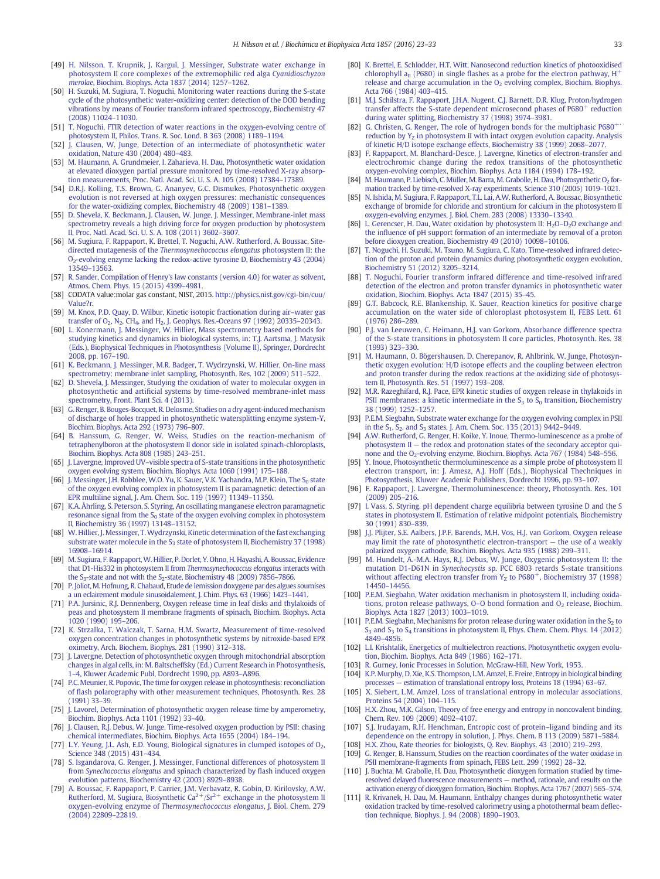[49] H. Nilsson, T. Krupnik, J. Kargul, J. Messinger, Substrate water exchange in photosystem II core complexes of the extremophilic red alga *Cyanidioschyzon merolae*, Biochim. Biophys. Acta 1837 (2014) 1257–1262.

[50] H. Suzuki, M. Sugiura, T. Noguchi, Monitoring water reactions during the S-state cycle of the photosynthetic water-oxidizing center: detection of the DOD bending vibrations by means of Fourier transform infrared spectroscopy, Biochemistry 47 (2008) 11024–11030.

[51] T. Noguchi, FTIR detection of water reactions in the oxygen-evolving centre of photosystem II, Philos. Trans. R. Soc. Lond. B 363 (2008) 1189–1194.

[52] J. Clausen, W. Junge, Detection of an intermediate of photosynthetic water oxidation, Nature 430 (2004) 480–483.

[53] M. Haumann, A. Grundmeier, I. Zaharieva, H. Dau, Photosynthetic water oxidation at elevated dioxygen partial pressure monitored by time-resolved X-ray absorption measurements, Proc. Natl. Acad. Sci. U. S. A. 105 (2008) 17384–17389.

[54] D.R.J. Kolling, T.S. Brown, G. Ananyev, G.C. Dismukes, Photosynthetic oxygen evolution is not reversed at high oxygen pressures: mechanistic consequences for the water-oxidizing complex, Biochemistry 48 (2009) 1381–1389.

[55] D. Shevela, K. Beckmann, J. Clausen, W. Junge, J. Messinger, Membrane-inlet mass spectrometry reveals a high driving force for oxygen production by photosystem II, Proc. Natl. Acad. Sci. U. S. A. 108 (2011) 3602–3607.

[56] M. Sugiura, F. Rappaport, K. Brettel, T. Noguchi, A.W. Rutherford, A. Boussac, Site-directed mutagenesis of the *Thermosynechococcus elongatus* photosystem II: the $O_2$-evolving enzyme lacking the redox-active tyrosine D, Biochemistry 43 (2004) 13549–13563.

[57] R. Sander, Compilation of Henry's law constants (version 4.0) for water as solvent, Atmos. Chem. Phys. 15 (2015) 4399–4981.

[58] CODATA value:molar gas constant, NIST, 2015. http://physics.nist.gov/cgi-bin/cuu/Value?r.

[59] M. Knox, P.D. Quay, D. Wilbur, Kinetic isotopic fractionation during air–water gas transfer of $O_2$, $N_2$, $CH_4$, and $H_2$, J. Geophys. Res.-Oceans 97 (1992) 20335–20343.

[60] L. Konermann, J. Messinger, W. Hillier, Mass spectrometry based methods for studying kinetics and dynamics in biological systems, in: T.J. Aartsma, J. Matysik (Eds.), Biophysical Techniques in Photosynthesis (Volume II), Springer, Dordrecht 2008, pp. 167–190.

[61] K. Beckmann, J. Messinger, M.R. Badger, T. Wydrzynski, W. Hillier, On-line mass spectrometry: membrane inlet sampling, Photosynth. Res. 102 (2009) 511–522.

[62] D. Shevela, J. Messinger, Studying the oxidation of water to molecular oxygen in photosynthetic and artificial systems by time-resolved membrane-inlet mass spectrometry, Front. Plant Sci. 4 (2013).

[63] G. Renger, B. Bouges-Bocquet, R. Delosme, Studies on a dry agent-induced mechanism of discharge of holes trapped in photosynthetic watersplitting enzyme system-Y, Biochim. Biophys. Acta 292 (1973) 796–807.

[64] B. Hanssum, G. Renger, W. Weiss, Studies on the reaction-mechanism of tetraphenylboron at the photosystem II donor side in isolated spinach-chloroplasts, Biochim. Biophys. Acta 808 (1985) 243–251.

[65] J. Lavergne, Improved UV–visible spectra of S-state transitions in the photosynthetic oxygen evolving system, Biochim. Biophys. Acta 1060 (1991) 175–188.

[66] J. Messinger, J.H. Robblee, W.O. Yu, K. Sauer, V.K. Yachandra, M.P. Klein, The $S_0$ state of the oxygen evolving complex in photosystem II is paramagnetic: detection of an EPR multiline signal, J. Am. Chem. Soc. 119 (1997) 11349–11350.

[67] K.A. Åhrling, S. Peterson, S. Styring, An oscillating manganese electron paramagnetic resonance signal from the $S_0$ state of the oxygen evolving complex in photosystem II, Biochemistry 36 (1997) 13148–13152.

[68] W. Hillier, J. Messinger, T. Wydrzynski, Kinetic determination of the fast exchanging substrate water molecule in the $S_3$ state of photosystem II, Biochemistry 37 (1998) 16908–16914.

[69] M. Sugiura, F. Rappaport, W. Hillier, P. Dorlet, Y. Ohno, H. Hayashi, A. Boussac, Evidence that D1-His332 in photosystem II from *Thermosynechococcus elongatus* interacts with the $S_3$-state and not with the $S_2$-state, Biochemistry 48 (2009) 7856–7866.

[70] P. Joliot, M. Hofnung, R. Chabaud, Etude de lemission doxygene par des algues soumises a un eclairement module sinusoidalement, J. Chim. Phys. 63 (1966) 1423–1441.

[71] P.A. Jursinic, R.J. Dennenberg, Oxygen release time in leaf disks and thylakoids of peas and photosystem II membrane fragments of spinach, Biochim. Biophys. Acta 1020 (1990) 195–206.

[72] K. Strzalka, T. Walczak, T. Sarna, H.M. Swartz, Measurement of time-resolved oxygen concentration changes in photosynthetic systems by nitroxide-based EPR oximetry, Arch. Biochem. Biophys. 281 (1990) 312–318.

[73] J. Lavergne, Detection of photosynthetic oxygen through mitochondrial absorption changes in algal cells, in: M. Baltscheffsky (Ed.) Current Research in Photosynthesis, 1–4, Kluwer Academic Publ, Dordrecht 1990, pp. A893–A896.

[74] P.C. Meunier, R. Popovic, The time for oxygen release in photosynthesis: reconciliation of flash polarography with other measurement techniques, Photosynth. Res. 28 (1991) 33–39.

[75] J. Lavorel, Determination of photosynthetic oxygen release time by amperometry, Biochim. Biophys. Acta 1101 (1992) 33–40.

[76] J. Clausen, R.J. Debus, W. Junge, Time-resolved oxygen production by PSII: chasing chemical intermediates, Biochim. Biophys. Acta 1655 (2004) 184–194.

[77] L.Y. Yeung, J.L. Ash, E.D. Young, Biological signatures in clumped isotopes of $O_2$, Science 348 (2015) 431–434.

[78] S. Isgandarova, G. Renger, J. Messinger, Functional differences of photosystem II from *Synechococcus elongatus* and spinach characterized by flash induced oxygen evolution patterns, Biochemistry 42 (2003) 8929–8938.

[79] A. Boussac, F. Rappaport, P. Carrier, J.M. Verbavatz, R. Gobin, D. Kirilovsky, A.W. Rutherford, M. Sugiura, Biosynthetic $Ca^{2+}/Sr^{2+}$ exchange in the photosystem II oxygen-evolving enzyme of *Thermosynechococcus elongatus*, J. Biol. Chem. 279 (2004) 22809–22819.

[80] K. Brettel, E. Schlodder, H.T. Witt, Nanosecond reduction kinetics of photooxidised chlorophyll $a_{II}$ (P680) in single flashes as a probe for the electron pathway, $H^+$ release and charge accumulation in the $O_2$ evolving complex, Biochim. Biophys. Acta 766 (1984) 403–415.

[81] M.J. Schilstra, F. Rappaport, J.H.A. Nugent, C.J. Barnett, D.R. Klug, Proton/hydrogen transfer affects the S-state dependent microsecond phases of $P680^+$ reduction during water splitting, Biochemistry 37 (1998) 3974–3981.

[82] G. Christen, G. Renger, The role of hydrogen bonds for the multiphasic $P680^{+\cdot}$ reduction by $Y_Z$ in photosystem II with intact oxygen evolution capacity. Analysis of kinetic H/D isotope exchange effects, Biochemistry 38 (1999) 2068–2077.

[83] F. Rappaport, M. Blanchard-Desce, J. Lavergne, Kinetics of electron-transfer and electrochromic change during the redox transitions of the photosynthetic oxygen-evolving complex, Biochim. Biophys. Acta 1184 (1994) 178–192.

[84] M. Haumann, P. Liebisch, C. Müller, M. Barra, M. Grabolle, H. Dau, Photosynthetic $O_2$ formation tracked by time-resolved X-ray experiments, Science 310 (2005) 1019–1021.

[85] N. Ishida, M. Sugiura, F. Rappaport, T.L. Lai, A.W. Rutherford, A. Boussac, Biosynthetic exchange of bromide for chloride and strontium for calcium in the photosystem II oxygen-evolving enzymes, J. Biol. Chem. 283 (2008) 13330–13340.

[86] L. Gerencser, H. Dau, Water oxidation by photosystem II: $H_2O$–$D_2O$ exchange and the influence of pH support formation of an intermediate by removal of a proton before dioxygen creation, Biochemistry 49 (2010) 10098–10106.

[87] T. Noguchi, H. Suzuki, M. Tsuno, M. Sugiura, C. Kato, Time-resolved infrared detection of the proton and protein dynamics during photosynthetic oxygen evolution, Biochemistry 51 (2012) 3205–3214.

[88] T. Noguchi, Fourier transform infrared difference and time-resolved infrared detection of the electron and proton transfer dynamics in photosynthetic water oxidation, Biochim. Biophys. Acta 1847 (2015) 35–45.

[89] G.T. Babcock, R.E. Blankenship, K. Sauer, Reaction kinetics for positive charge accumulation on the water side of chloroplast photosystem II, FEBS Lett. 61 (1976) 286–289.

[90] P.J. van Leeuwen, C. Heimann, H.J. van Gorkom, Absorbance difference spectra of the S-state transitions in photosystem II core particles, Photosynth. Res. 38 (1993) 323–330.

[91] M. Haumann, O. Bögershausen, D. Cherepanov, R. Ahlbrink, W. Junge, Photosynthetic oxygen evolution: H/D isotope effects and the coupling between electron and proton transfer during the redox reactions at the oxidizing side of photosystem II, Photosynth. Res. 51 (1997) 193–208.

[92] M.R. Razeghifard, R.J. Pace, EPR kinetic studies of oxygen release in thylakoids in PSII membranes: a kinetic intermediate in the $S_3$ to $S_0$ transition, Biochemistry 38 (1999) 1252–1257.

[93] P.E.M. Siegbahn, Substrate water exchange for the oxygen evolving complex in PSII in the $S_1$, $S_2$, and $S_3$ states, J. Am. Chem. Soc. 135 (2013) 9442–9449.

[94] A.W. Rutherford, G. Renger, H. Koike, Y. Inoue, Thermo-luminescence as a probe of photosystem II — the redox and protonation states of the secondary acceptor quinone and the $O_2$-evolving enzyme, Biochim. Biophys. Acta 767 (1984) 548–556.

[95] Y. Inoue, Photosynthetic thermoluminescence as a simple probe of photosystem II electron transport, in: J. Amesz, A.J. Hoff (Eds.), Biophysical Thechniques in Photosynthesis, Kluwer Academic Publishers, Dordrecht 1996, pp. 93–107.

[96] F. Rappaport, J. Lavergne, Thermoluminescence: theory, Photosynth. Res. 101 (2009) 205–216.

[97] I. Vass, S. Styring, pH dependent charge equilibria between tyrosine D and the S states in photosystem II. Estimation of relative midpoint potentials, Biochemistry 30 (1991) 830–839.

[98] J.J. Plijter, S.E. Aalbers, J.P.F. Barends, M.H. Vos, H.J. van Gorkom, Oxygen release may limit the rate of photosynthetic electron-transport — the use of a weakly polarized oxygen cathode, Biochim. Biophys. Acta 935 (1988) 299–311.

[99] M. Hundelt, A.-M.A. Hays, R.J. Debus, W. Junge, Oxygenic photosystem II: the mutation D1-D61N in *Synechocystis* sp. PCC 6803 retards S-state transitions without affecting electron transfer from $Y_Z$ to $P680^+$, Biochemistry 37 (1998) 14450–14456.

[100] P.E.M. Siegbahn, Water oxidation mechanism in photosystem II, including oxidations, proton release pathways, O–O bond formation and $O_2$ release, Biochim. Biophys. Acta 1827 (2013) 1003–1019.

[101] P.E.M. Siegbahn, Mechanisms for proton release during water oxidation in the $S_2$ to $S_3$ and $S_3$ to $S_4$ transitions in photosystem II, Phys. Chem. Chem. Phys. 14 (2012) 4849–4856.

[102] L.I. Krishtalik, Energetics of multielectron reactions. Photosynthetic oxygen evolution, Biochim. Biophys. Acta 849 (1986) 162–171.

[103] R. Gurney, Ionic Processes in Solution, McGraw-Hill, New York, 1953.

[104] K.P. Murphy, D. Xie, K.S. Thompson, L.M. Amzel, E. Freire, Entropy in biological binding processes — estimation of translational entropy loss, Proteins 18 (1994) 63–67.

[105] X. Siebert, L.M. Amzel, Loss of translational entropy in molecular associations, Proteins 54 (2004) 104–115.

[106] H.X. Zhou, M.K. Gilson, Theory of free energy and entropy in noncovalent binding, Chem. Rev. 109 (2009) 4092–4107.

[107] S.J. Irudayam, R.H. Henchman, Entropic cost of protein–ligand binding and its dependence on the entropy in solution, J. Phys. Chem. B 113 (2009) 5871–5884.

[108] H.X. Zhou, Rate theories for biologists, Q. Rev. Biophys. 43 (2010) 219–293.

[109] G. Renger, B. Hanssum, Studies on the reaction coordinates of the water oxidase in PSII membrane-fragments from spinach, FEBS Lett. 299 (1992) 28–32.

[110] J. Buchta, M. Grabolle, H. Dau, Photosynthetic dioxygen formation studied by time-resolved delayed fluorescence measurements — method, rationale, and results on the activation energy of dioxygen formation, Biochim. Biophys. Acta 1767 (2007) 565–574.

[111] R. Krivanek, H. Dau, M. Haumann, Enthalpy changes during photosynthetic water oxidation tracked by time-resolved calorimetry using a photothermal beam deflection technique, Biophys. J. 94 (2008) 1890–1903.